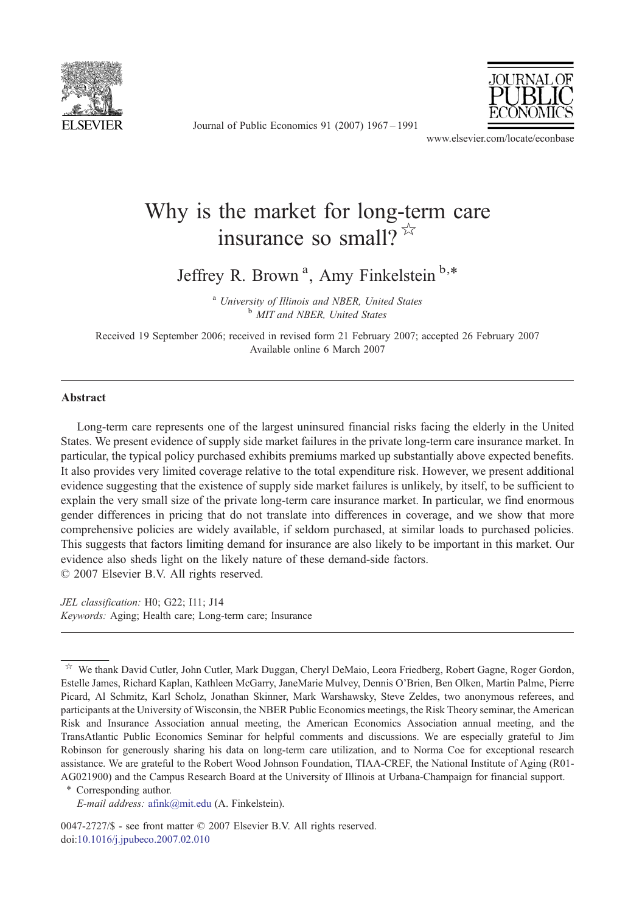# Why is the market for long-term care insurance so small?[☆]

Jeffrey R. Brown [a], Amy Finkelstein [b,*]

[a] *University of Illinois and NBER, United States*
[b] *MIT and NBER, United States*

Received 19 September 2006; received in revised form 21 February 2007; accepted 26 February 2007
Available online 6 March 2007

## Abstract

Long-term care represents one of the largest uninsured financial risks facing the elderly in the United States. We present evidence of supply side market failures in the private long-term care insurance market. In particular, the typical policy purchased exhibits premiums marked up substantially above expected benefits. It also provides very limited coverage relative to the total expenditure risk. However, we present additional evidence suggesting that the existence of supply side market failures is unlikely, by itself, to be sufficient to explain the very small size of the private long-term care insurance market. In particular, we find enormous gender differences in pricing that do not translate into differences in coverage, and we show that more comprehensive policies are widely available, if seldom purchased, at similar loads to purchased policies. This suggests that factors limiting demand for insurance are also likely to be important in this market. Our evidence also sheds light on the likely nature of these demand-side factors.
© 2007 Elsevier B.V. All rights reserved.

*JEL classification:* H0; G22; I11; J14
*Keywords:* Aging; Health care; Long-term care; Insurance

---

☆ We thank David Cutler, John Cutler, Mark Duggan, Cheryl DeMaio, Leora Friedberg, Robert Gagne, Roger Gordon, Estelle James, Richard Kaplan, Kathleen McGarry, JaneMarie Mulvey, Dennis O'Brien, Ben Olken, Martin Palme, Pierre Picard, Al Schmitz, Karl Scholz, Jonathan Skinner, Mark Warshawsky, Steve Zeldes, two anonymous referees, and participants at the University of Wisconsin, the NBER Public Economics meetings, the Risk Theory seminar, the American Risk and Insurance Association annual meeting, the American Economics Association annual meeting, and the TransAtlantic Public Economics Seminar for helpful comments and discussions. We are especially grateful to Jim Robinson for generously sharing his data on long-term care utilization, and to Norma Coe for exceptional research assistance. We are grateful to the Robert Wood Johnson Foundation, TIAA-CREF, the National Institute of Aging (R01-AG021900) and the Campus Research Board at the University of Illinois at Urbana-Champaign for financial support.

\* Corresponding author.
*E-mail address:* afink@mit.edu (A. Finkelstein).

0047-2727/$ - see front matter © 2007 Elsevier B.V. All rights reserved.
doi:10.1016/j.jpubeco.2007.02.010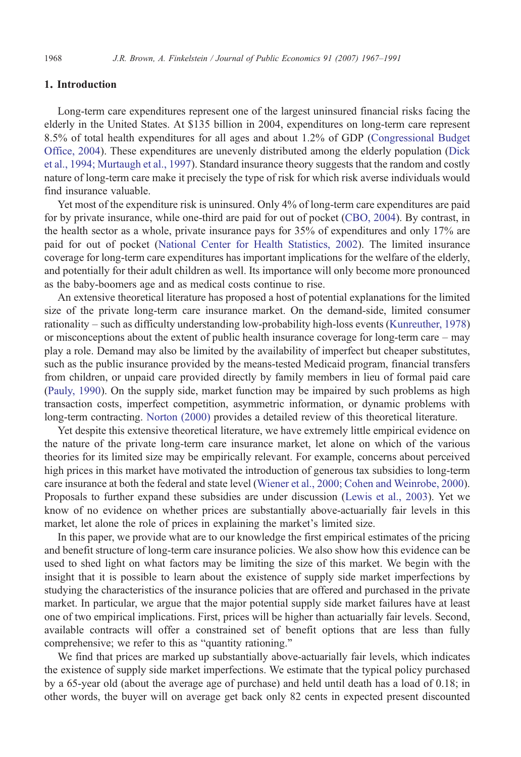## 1. Introduction

Long-term care expenditures represent one of the largest uninsured financial risks facing the elderly in the United States. At $135 billion in 2004, expenditures on long-term care represent 8.5% of total health expenditures for all ages and about 1.2% of GDP (Congressional Budget Office, 2004). These expenditures are unevenly distributed among the elderly population (Dick et al., 1994; Murtaugh et al., 1997). Standard insurance theory suggests that the random and costly nature of long-term care make it precisely the type of risk for which risk averse individuals would find insurance valuable.

Yet most of the expenditure risk is uninsured. Only 4% of long-term care expenditures are paid for by private insurance, while one-third are paid for out of pocket (CBO, 2004). By contrast, in the health sector as a whole, private insurance pays for 35% of expenditures and only 17% are paid for out of pocket (National Center for Health Statistics, 2002). The limited insurance coverage for long-term care expenditures has important implications for the welfare of the elderly, and potentially for their adult children as well. Its importance will only become more pronounced as the baby-boomers age and as medical costs continue to rise.

An extensive theoretical literature has proposed a host of potential explanations for the limited size of the private long-term care insurance market. On the demand-side, limited consumer rationality – such as difficulty understanding low-probability high-loss events (Kunreuther, 1978) or misconceptions about the extent of public health insurance coverage for long-term care – may play a role. Demand may also be limited by the availability of imperfect but cheaper substitutes, such as the public insurance provided by the means-tested Medicaid program, financial transfers from children, or unpaid care provided directly by family members in lieu of formal paid care (Pauly, 1990). On the supply side, market function may be impaired by such problems as high transaction costs, imperfect competition, asymmetric information, or dynamic problems with long-term contracting. Norton (2000) provides a detailed review of this theoretical literature.

Yet despite this extensive theoretical literature, we have extremely little empirical evidence on the nature of the private long-term care insurance market, let alone on which of the various theories for its limited size may be empirically relevant. For example, concerns about perceived high prices in this market have motivated the introduction of generous tax subsidies to long-term care insurance at both the federal and state level (Wiener et al., 2000; Cohen and Weinrobe, 2000). Proposals to further expand these subsidies are under discussion (Lewis et al., 2003). Yet we know of no evidence on whether prices are substantially above-actuarially fair levels in this market, let alone the role of prices in explaining the market's limited size.

In this paper, we provide what are to our knowledge the first empirical estimates of the pricing and benefit structure of long-term care insurance policies. We also show how this evidence can be used to shed light on what factors may be limiting the size of this market. We begin with the insight that it is possible to learn about the existence of supply side market imperfections by studying the characteristics of the insurance policies that are offered and purchased in the private market. In particular, we argue that the major potential supply side market failures have at least one of two empirical implications. First, prices will be higher than actuarially fair levels. Second, available contracts will offer a constrained set of benefit options that are less than fully comprehensive; we refer to this as "quantity rationing."

We find that prices are marked up substantially above-actuarially fair levels, which indicates the existence of supply side market imperfections. We estimate that the typical policy purchased by a 65-year old (about the average age of purchase) and held until death has a load of 0.18; in other words, the buyer will on average get back only 82 cents in expected present discounted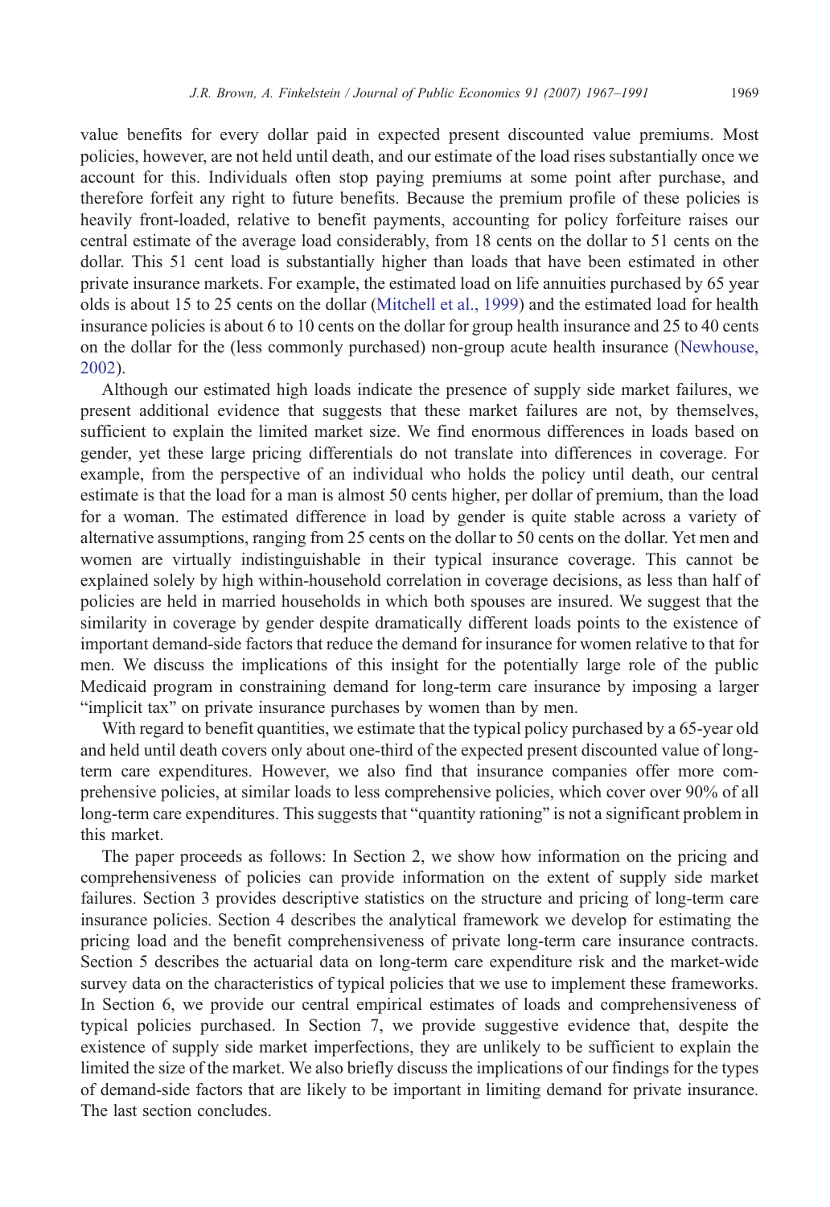value benefits for every dollar paid in expected present discounted value premiums. Most policies, however, are not held until death, and our estimate of the load rises substantially once we account for this. Individuals often stop paying premiums at some point after purchase, and therefore forfeit any right to future benefits. Because the premium profile of these policies is heavily front-loaded, relative to benefit payments, accounting for policy forfeiture raises our central estimate of the average load considerably, from 18 cents on the dollar to 51 cents on the dollar. This 51 cent load is substantially higher than loads that have been estimated in other private insurance markets. For example, the estimated load on life annuities purchased by 65 year olds is about 15 to 25 cents on the dollar (Mitchell et al., 1999) and the estimated load for health insurance policies is about 6 to 10 cents on the dollar for group health insurance and 25 to 40 cents on the dollar for the (less commonly purchased) non-group acute health insurance (Newhouse, 2002).

Although our estimated high loads indicate the presence of supply side market failures, we present additional evidence that suggests that these market failures are not, by themselves, sufficient to explain the limited market size. We find enormous differences in loads based on gender, yet these large pricing differentials do not translate into differences in coverage. For example, from the perspective of an individual who holds the policy until death, our central estimate is that the load for a man is almost 50 cents higher, per dollar of premium, than the load for a woman. The estimated difference in load by gender is quite stable across a variety of alternative assumptions, ranging from 25 cents on the dollar to 50 cents on the dollar. Yet men and women are virtually indistinguishable in their typical insurance coverage. This cannot be explained solely by high within-household correlation in coverage decisions, as less than half of policies are held in married households in which both spouses are insured. We suggest that the similarity in coverage by gender despite dramatically different loads points to the existence of important demand-side factors that reduce the demand for insurance for women relative to that for men. We discuss the implications of this insight for the potentially large role of the public Medicaid program in constraining demand for long-term care insurance by imposing a larger "implicit tax" on private insurance purchases by women than by men.

With regard to benefit quantities, we estimate that the typical policy purchased by a 65-year old and held until death covers only about one-third of the expected present discounted value of long-term care expenditures. However, we also find that insurance companies offer more comprehensive policies, at similar loads to less comprehensive policies, which cover over 90% of all long-term care expenditures. This suggests that "quantity rationing" is not a significant problem in this market.

The paper proceeds as follows: In Section 2, we show how information on the pricing and comprehensiveness of policies can provide information on the extent of supply side market failures. Section 3 provides descriptive statistics on the structure and pricing of long-term care insurance policies. Section 4 describes the analytical framework we develop for estimating the pricing load and the benefit comprehensiveness of private long-term care insurance contracts. Section 5 describes the actuarial data on long-term care expenditure risk and the market-wide survey data on the characteristics of typical policies that we use to implement these frameworks. In Section 6, we provide our central empirical estimates of loads and comprehensiveness of typical policies purchased. In Section 7, we provide suggestive evidence that, despite the existence of supply side market imperfections, they are unlikely to be sufficient to explain the limited the size of the market. We also briefly discuss the implications of our findings for the types of demand-side factors that are likely to be important in limiting demand for private insurance. The last section concludes.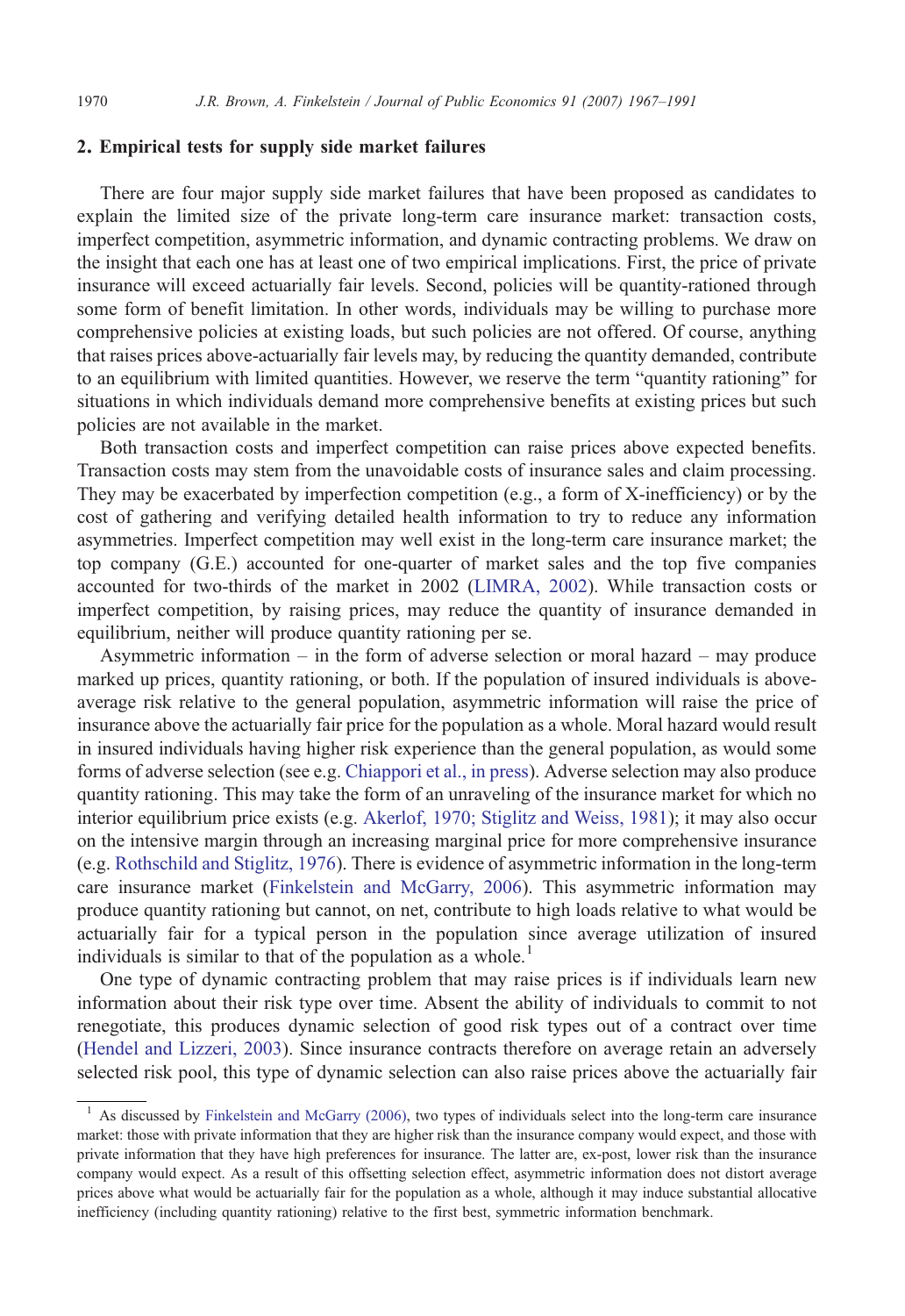## 2. Empirical tests for supply side market failures

There are four major supply side market failures that have been proposed as candidates to explain the limited size of the private long-term care insurance market: transaction costs, imperfect competition, asymmetric information, and dynamic contracting problems. We draw on the insight that each one has at least one of two empirical implications. First, the price of private insurance will exceed actuarially fair levels. Second, policies will be quantity-rationed through some form of benefit limitation. In other words, individuals may be willing to purchase more comprehensive policies at existing loads, but such policies are not offered. Of course, anything that raises prices above-actuarially fair levels may, by reducing the quantity demanded, contribute to an equilibrium with limited quantities. However, we reserve the term "quantity rationing" for situations in which individuals demand more comprehensive benefits at existing prices but such policies are not available in the market.

Both transaction costs and imperfect competition can raise prices above expected benefits. Transaction costs may stem from the unavoidable costs of insurance sales and claim processing. They may be exacerbated by imperfection competition (e.g., a form of X-inefficiency) or by the cost of gathering and verifying detailed health information to try to reduce any information asymmetries. Imperfect competition may well exist in the long-term care insurance market; the top company (G.E.) accounted for one-quarter of market sales and the top five companies accounted for two-thirds of the market in 2002 (LIMRA, 2002). While transaction costs or imperfect competition, by raising prices, may reduce the quantity of insurance demanded in equilibrium, neither will produce quantity rationing per se.

Asymmetric information – in the form of adverse selection or moral hazard – may produce marked up prices, quantity rationing, or both. If the population of insured individuals is above-average risk relative to the general population, asymmetric information will raise the price of insurance above the actuarially fair price for the population as a whole. Moral hazard would result in insured individuals having higher risk experience than the general population, as would some forms of adverse selection (see e.g. Chiappori et al., in press). Adverse selection may also produce quantity rationing. This may take the form of an unraveling of the insurance market for which no interior equilibrium price exists (e.g. Akerlof, 1970; Stiglitz and Weiss, 1981); it may also occur on the intensive margin through an increasing marginal price for more comprehensive insurance (e.g. Rothschild and Stiglitz, 1976). There is evidence of asymmetric information in the long-term care insurance market (Finkelstein and McGarry, 2006). This asymmetric information may produce quantity rationing but cannot, on net, contribute to high loads relative to what would be actuarially fair for a typical person in the population since average utilization of insured individuals is similar to that of the population as a whole.[1]

One type of dynamic contracting problem that may raise prices is if individuals learn new information about their risk type over time. Absent the ability of individuals to commit to not renegotiate, this produces dynamic selection of good risk types out of a contract over time (Hendel and Lizzeri, 2003). Since insurance contracts therefore on average retain an adversely selected risk pool, this type of dynamic selection can also raise prices above the actuarially fair

[1] As discussed by Finkelstein and McGarry (2006), two types of individuals select into the long-term care insurance market: those with private information that they are higher risk than the insurance company would expect, and those with private information that they have high preferences for insurance. The latter are, ex-post, lower risk than the insurance company would expect. As a result of this offsetting selection effect, asymmetric information does not distort average prices above what would be actuarially fair for the population as a whole, although it may induce substantial allocative inefficiency (including quantity rationing) relative to the first best, symmetric information benchmark.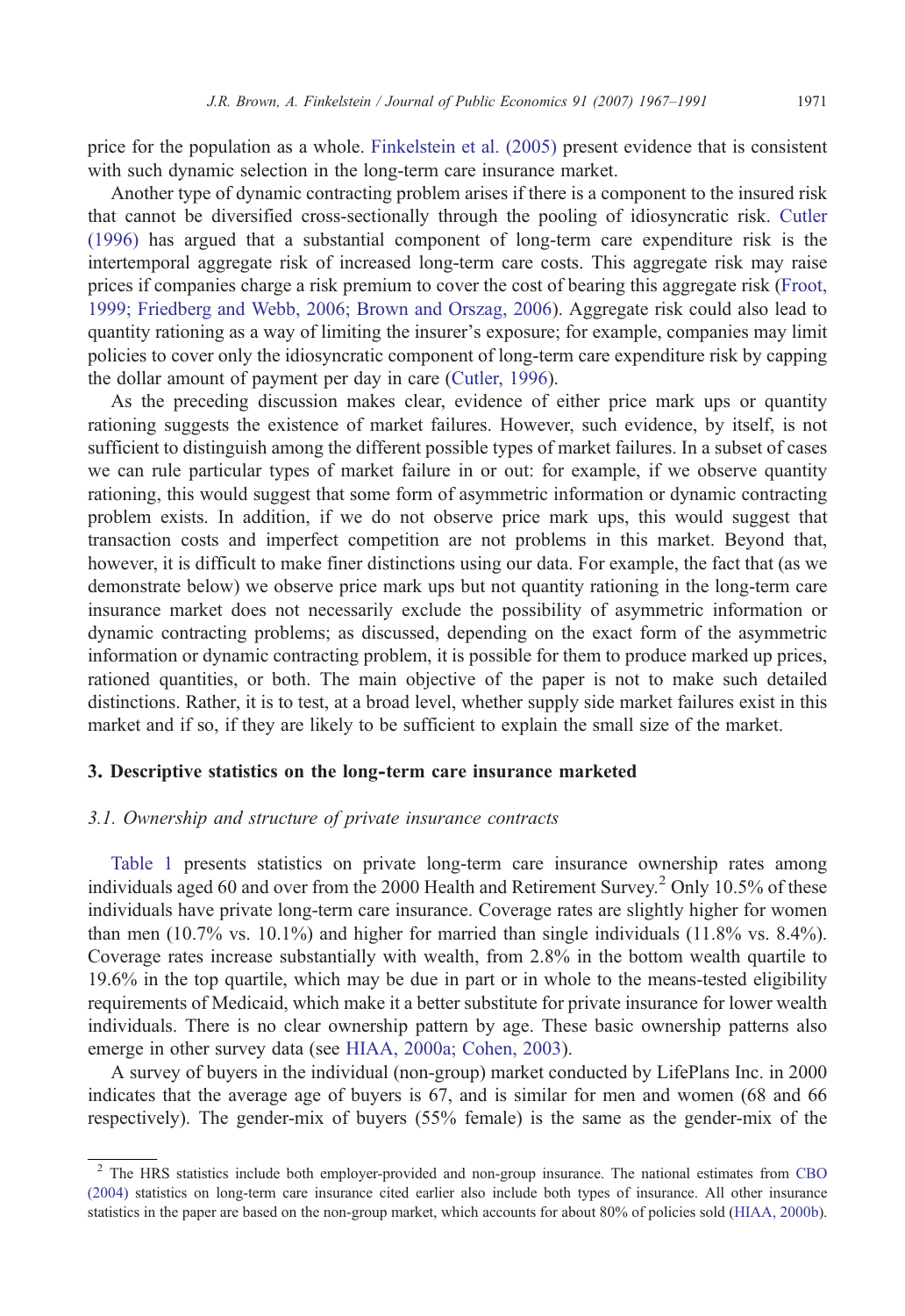price for the population as a whole. Finkelstein et al. (2005) present evidence that is consistent with such dynamic selection in the long-term care insurance market.

Another type of dynamic contracting problem arises if there is a component to the insured risk that cannot be diversified cross-sectionally through the pooling of idiosyncratic risk. Cutler (1996) has argued that a substantial component of long-term care expenditure risk is the intertemporal aggregate risk of increased long-term care costs. This aggregate risk may raise prices if companies charge a risk premium to cover the cost of bearing this aggregate risk (Froot, 1999; Friedberg and Webb, 2006; Brown and Orszag, 2006). Aggregate risk could also lead to quantity rationing as a way of limiting the insurer's exposure; for example, companies may limit policies to cover only the idiosyncratic component of long-term care expenditure risk by capping the dollar amount of payment per day in care (Cutler, 1996).

As the preceding discussion makes clear, evidence of either price mark ups or quantity rationing suggests the existence of market failures. However, such evidence, by itself, is not sufficient to distinguish among the different possible types of market failures. In a subset of cases we can rule particular types of market failure in or out: for example, if we observe quantity rationing, this would suggest that some form of asymmetric information or dynamic contracting problem exists. In addition, if we do not observe price mark ups, this would suggest that transaction costs and imperfect competition are not problems in this market. Beyond that, however, it is difficult to make finer distinctions using our data. For example, the fact that (as we demonstrate below) we observe price mark ups but not quantity rationing in the long-term care insurance market does not necessarily exclude the possibility of asymmetric information or dynamic contracting problems; as discussed, depending on the exact form of the asymmetric information or dynamic contracting problem, it is possible for them to produce marked up prices, rationed quantities, or both. The main objective of the paper is not to make such detailed distinctions. Rather, it is to test, at a broad level, whether supply side market failures exist in this market and if so, if they are likely to be sufficient to explain the small size of the market.

## 3. Descriptive statistics on the long-term care insurance marketed

### *3.1. Ownership and structure of private insurance contracts*

Table 1 presents statistics on private long-term care insurance ownership rates among individuals aged 60 and over from the 2000 Health and Retirement Survey.[2] Only 10.5% of these individuals have private long-term care insurance. Coverage rates are slightly higher for women than men (10.7% vs. 10.1%) and higher for married than single individuals (11.8% vs. 8.4%). Coverage rates increase substantially with wealth, from 2.8% in the bottom wealth quartile to 19.6% in the top quartile, which may be due in part or in whole to the means-tested eligibility requirements of Medicaid, which make it a better substitute for private insurance for lower wealth individuals. There is no clear ownership pattern by age. These basic ownership patterns also emerge in other survey data (see HIAA, 2000a; Cohen, 2003).

A survey of buyers in the individual (non-group) market conducted by LifePlans Inc. in 2000 indicates that the average age of buyers is 67, and is similar for men and women (68 and 66 respectively). The gender-mix of buyers (55% female) is the same as the gender-mix of the

---

[2] The HRS statistics include both employer-provided and non-group insurance. The national estimates from CBO (2004) statistics on long-term care insurance cited earlier also include both types of insurance. All other insurance statistics in the paper are based on the non-group market, which accounts for about 80% of policies sold (HIAA, 2000b).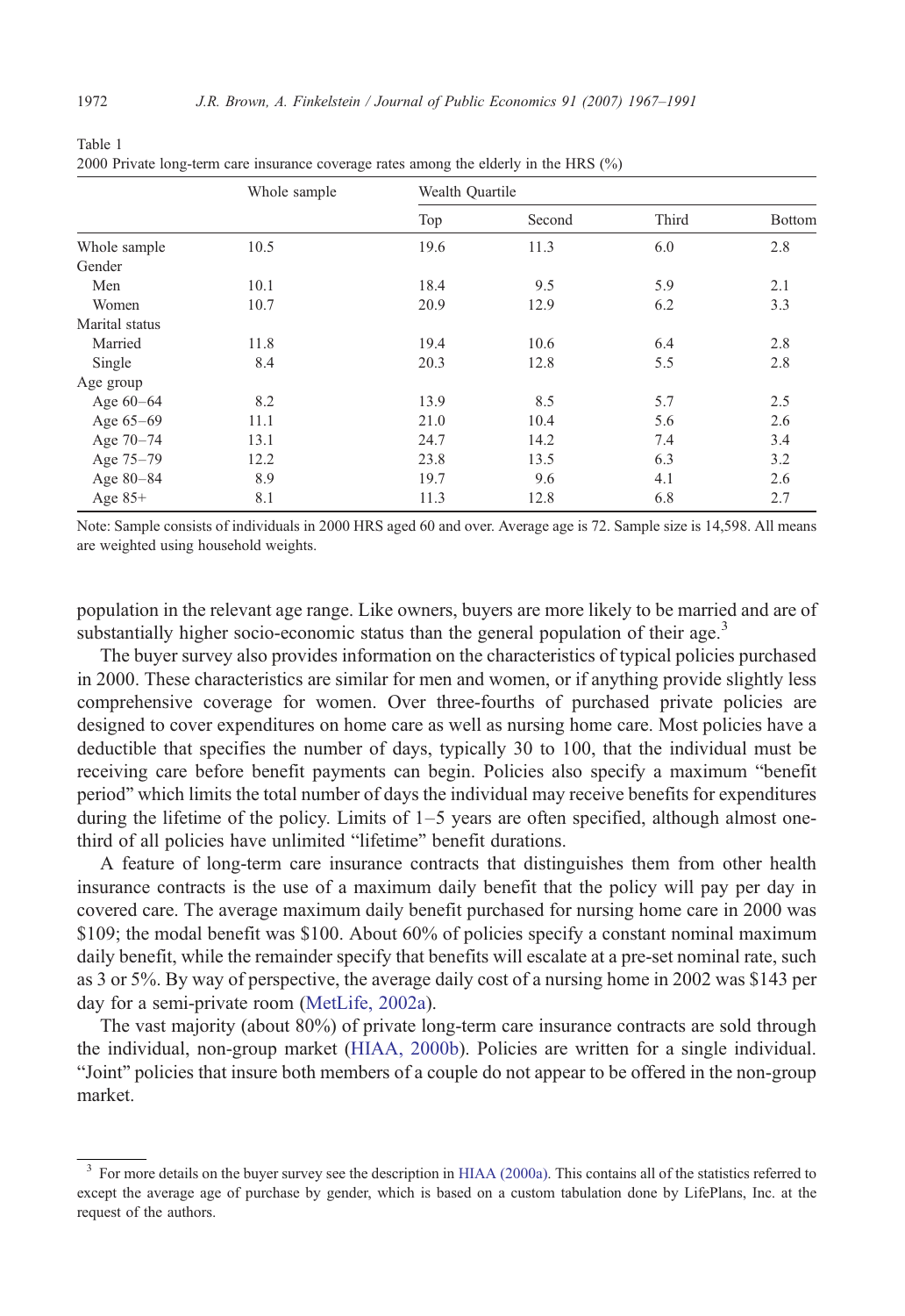Table 1
2000 Private long-term care insurance coverage rates among the elderly in the HRS (%)

| | Whole sample | Wealth Quartile | | | |
|---|---|---|---|---|---|
| | | Top | Second | Third | Bottom |
| Whole sample | 10.5 | 19.6 | 11.3 | 6.0 | 2.8 |
| Gender | | | | | |
| Men | 10.1 | 18.4 | 9.5 | 5.9 | 2.1 |
| Women | 10.7 | 20.9 | 12.9 | 6.2 | 3.3 |
| Marital status | | | | | |
| Married | 11.8 | 19.4 | 10.6 | 6.4 | 2.8 |
| Single | 8.4 | 20.3 | 12.8 | 5.5 | 2.8 |
| Age group | | | | | |
| Age 60–64 | 8.2 | 13.9 | 8.5 | 5.7 | 2.5 |
| Age 65–69 | 11.1 | 21.0 | 10.4 | 5.6 | 2.6 |
| Age 70–74 | 13.1 | 24.7 | 14.2 | 7.4 | 3.4 |
| Age 75–79 | 12.2 | 23.8 | 13.5 | 6.3 | 3.2 |
| Age 80–84 | 8.9 | 19.7 | 9.6 | 4.1 | 2.6 |
| Age 85+ | 8.1 | 11.3 | 12.8 | 6.8 | 2.7 |

Note: Sample consists of individuals in 2000 HRS aged 60 and over. Average age is 72. Sample size is 14,598. All means are weighted using household weights.

population in the relevant age range. Like owners, buyers are more likely to be married and are of substantially higher socio-economic status than the general population of their age.[3]

The buyer survey also provides information on the characteristics of typical policies purchased in 2000. These characteristics are similar for men and women, or if anything provide slightly less comprehensive coverage for women. Over three-fourths of purchased private policies are designed to cover expenditures on home care as well as nursing home care. Most policies have a deductible that specifies the number of days, typically 30 to 100, that the individual must be receiving care before benefit payments can begin. Policies also specify a maximum "benefit period" which limits the total number of days the individual may receive benefits for expenditures during the lifetime of the policy. Limits of 1–5 years are often specified, although almost one-third of all policies have unlimited "lifetime" benefit durations.

A feature of long-term care insurance contracts that distinguishes them from other health insurance contracts is the use of a maximum daily benefit that the policy will pay per day in covered care. The average maximum daily benefit purchased for nursing home care in 2000 was \$109; the modal benefit was \$100. About 60% of policies specify a constant nominal maximum daily benefit, while the remainder specify that benefits will escalate at a pre-set nominal rate, such as 3 or 5%. By way of perspective, the average daily cost of a nursing home in 2002 was \$143 per day for a semi-private room (MetLife, 2002a).

The vast majority (about 80%) of private long-term care insurance contracts are sold through the individual, non-group market (HIAA, 2000b). Policies are written for a single individual. "Joint" policies that insure both members of a couple do not appear to be offered in the non-group market.

[3] For more details on the buyer survey see the description in HIAA (2000a). This contains all of the statistics referred to except the average age of purchase by gender, which is based on a custom tabulation done by LifePlans, Inc. at the request of the authors.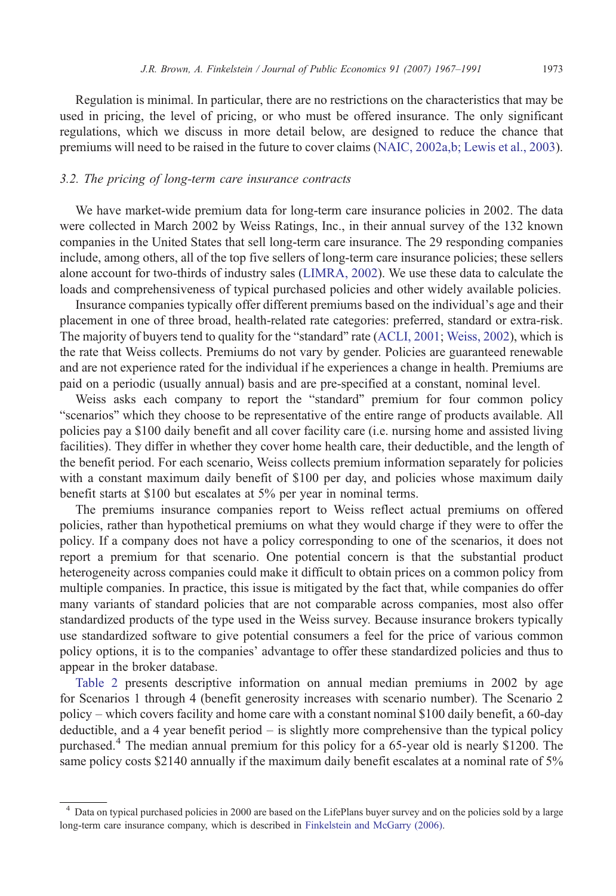Regulation is minimal. In particular, there are no restrictions on the characteristics that may be used in pricing, the level of pricing, or who must be offered insurance. The only significant regulations, which we discuss in more detail below, are designed to reduce the chance that premiums will need to be raised in the future to cover claims (NAIC, 2002a,b; Lewis et al., 2003).

### 3.2. The pricing of long-term care insurance contracts

We have market-wide premium data for long-term care insurance policies in 2002. The data were collected in March 2002 by Weiss Ratings, Inc., in their annual survey of the 132 known companies in the United States that sell long-term care insurance. The 29 responding companies include, among others, all of the top five sellers of long-term care insurance policies; these sellers alone account for two-thirds of industry sales (LIMRA, 2002). We use these data to calculate the loads and comprehensiveness of typical purchased policies and other widely available policies.

Insurance companies typically offer different premiums based on the individual's age and their placement in one of three broad, health-related rate categories: preferred, standard or extra-risk. The majority of buyers tend to quality for the "standard" rate (ACLI, 2001; Weiss, 2002), which is the rate that Weiss collects. Premiums do not vary by gender. Policies are guaranteed renewable and are not experience rated for the individual if he experiences a change in health. Premiums are paid on a periodic (usually annual) basis and are pre-specified at a constant, nominal level.

Weiss asks each company to report the "standard" premium for four common policy "scenarios" which they choose to be representative of the entire range of products available. All policies pay a \$100 daily benefit and all cover facility care (i.e. nursing home and assisted living facilities). They differ in whether they cover home health care, their deductible, and the length of the benefit period. For each scenario, Weiss collects premium information separately for policies with a constant maximum daily benefit of \$100 per day, and policies whose maximum daily benefit starts at \$100 but escalates at 5% per year in nominal terms.

The premiums insurance companies report to Weiss reflect actual premiums on offered policies, rather than hypothetical premiums on what they would charge if they were to offer the policy. If a company does not have a policy corresponding to one of the scenarios, it does not report a premium for that scenario. One potential concern is that the substantial product heterogeneity across companies could make it difficult to obtain prices on a common policy from multiple companies. In practice, this issue is mitigated by the fact that, while companies do offer many variants of standard policies that are not comparable across companies, most also offer standardized products of the type used in the Weiss survey. Because insurance brokers typically use standardized software to give potential consumers a feel for the price of various common policy options, it is to the companies' advantage to offer these standardized policies and thus to appear in the broker database.

Table 2 presents descriptive information on annual median premiums in 2002 by age for Scenarios 1 through 4 (benefit generosity increases with scenario number). The Scenario 2 policy – which covers facility and home care with a constant nominal \$100 daily benefit, a 60-day deductible, and a 4 year benefit period – is slightly more comprehensive than the typical policy purchased.[4] The median annual premium for this policy for a 65-year old is nearly \$1200. The same policy costs \$2140 annually if the maximum daily benefit escalates at a nominal rate of 5%

[4] Data on typical purchased policies in 2000 are based on the LifePlans buyer survey and on the policies sold by a large long-term care insurance company, which is described in Finkelstein and McGarry (2006).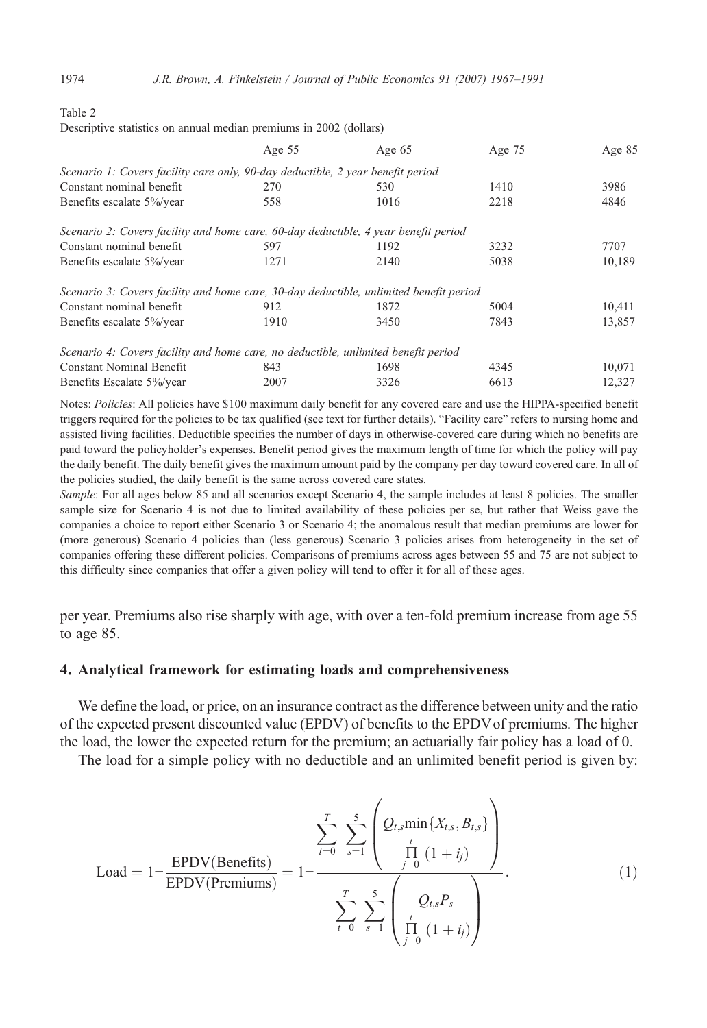Table 2

Descriptive statistics on annual median premiums in 2002 (dollars)

| | Age 55 | Age 65 | Age 75 | Age 85 |
|---|---|---|---|---|
| *Scenario 1: Covers facility care only, 90-day deductible, 2 year benefit period* | | | | |
| Constant nominal benefit | 270 | 530 | 1410 | 3986 |
| Benefits escalate 5%/year | 558 | 1016 | 2218 | 4846 |
| *Scenario 2: Covers facility and home care, 60-day deductible, 4 year benefit period* | | | | |
| Constant nominal benefit | 597 | 1192 | 3232 | 7707 |
| Benefits escalate 5%/year | 1271 | 2140 | 5038 | 10,189 |
| *Scenario 3: Covers facility and home care, 30-day deductible, unlimited benefit period* | | | | |
| Constant nominal benefit | 912 | 1872 | 5004 | 10,411 |
| Benefits escalate 5%/year | 1910 | 3450 | 7843 | 13,857 |
| *Scenario 4: Covers facility and home care, no deductible, unlimited benefit period* | | | | |
| Constant Nominal Benefit | 843 | 1698 | 4345 | 10,071 |
| Benefits Escalate 5%/year | 2007 | 3326 | 6613 | 12,327 |

Notes: *Policies*: All policies have $100 maximum daily benefit for any covered care and use the HIPPA-specified benefit triggers required for the policies to be tax qualified (see text for further details). "Facility care" refers to nursing home and assisted living facilities. Deductible specifies the number of days in otherwise-covered care during which no benefits are paid toward the policyholder's expenses. Benefit period gives the maximum length of time for which the policy will pay the daily benefit. The daily benefit gives the maximum amount paid by the company per day toward covered care. In all of the policies studied, the daily benefit is the same across covered care states.

*Sample*: For all ages below 85 and all scenarios except Scenario 4, the sample includes at least 8 policies. The smaller sample size for Scenario 4 is not due to limited availability of these policies per se, but rather that Weiss gave the companies a choice to report either Scenario 3 or Scenario 4; the anomalous result that median premiums are lower for (more generous) Scenario 4 policies than (less generous) Scenario 3 policies arises from heterogeneity in the set of companies offering these different policies. Comparisons of premiums across ages between 55 and 75 are not subject to this difficulty since companies that offer a given policy will tend to offer it for all of these ages.

per year. Premiums also rise sharply with age, with over a ten-fold premium increase from age 55 to age 85.

## 4. Analytical framework for estimating loads and comprehensiveness

We define the load, or price, on an insurance contract as the difference between unity and the ratio of the expected present discounted value (EPDV) of benefits to the EPDV of premiums. The higher the load, the lower the expected return for the premium; an actuarially fair policy has a load of 0.

The load for a simple policy with no deductible and an unlimited benefit period is given by:

$$\text{Load} = 1 - \frac{\text{EPDV(Benefits)}}{\text{EPDV(Premiums)}} = 1 - \frac{\sum_{t=0}^{T} \sum_{s=1}^{5} \left( \frac{Q_{t,s} \min\{X_{t,s}, B_{t,s}\}}{\prod_{j=0}^{t} (1+i_j)} \right)}{\sum_{t=0}^{T} \sum_{s=1}^{5} \left( \frac{Q_{t,s} P_s}{\prod_{j=0}^{t} (1+i_j)} \right)}. \tag{1}$$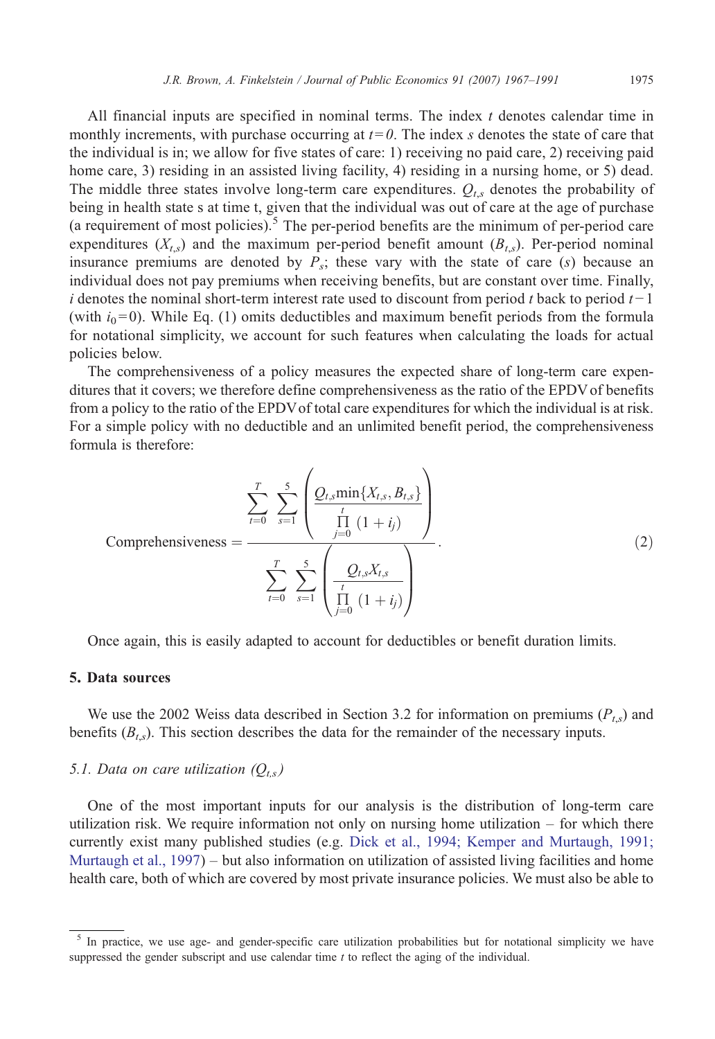All financial inputs are specified in nominal terms. The index $t$ denotes calendar time in monthly increments, with purchase occurring at $t=0$. The index $s$ denotes the state of care that the individual is in; we allow for five states of care: 1) receiving no paid care, 2) receiving paid home care, 3) residing in an assisted living facility, 4) residing in a nursing home, or 5) dead. The middle three states involve long-term care expenditures. $Q_{t,s}$ denotes the probability of being in health state s at time t, given that the individual was out of care at the age of purchase (a requirement of most policies).[5] The per-period benefits are the minimum of per-period care expenditures ($X_{t,s}$) and the maximum per-period benefit amount ($B_{t,s}$). Per-period nominal insurance premiums are denoted by $P_s$; these vary with the state of care ($s$) because an individual does not pay premiums when receiving benefits, but are constant over time. Finally, $i$ denotes the nominal short-term interest rate used to discount from period $t$ back to period $t-1$ (with $i_0=0$). While Eq. (1) omits deductibles and maximum benefit periods from the formula for notational simplicity, we account for such features when calculating the loads for actual policies below.

The comprehensiveness of a policy measures the expected share of long-term care expenditures that it covers; we therefore define comprehensiveness as the ratio of the EPDV of benefits from a policy to the ratio of the EPDV of total care expenditures for which the individual is at risk. For a simple policy with no deductible and an unlimited benefit period, the comprehensiveness formula is therefore:

$$\text{Comprehensiveness} = \frac{\sum_{t=0}^{T} \sum_{s=1}^{5} \left( \frac{Q_{t,s} \min\{X_{t,s}, B_{t,s}\}}{\prod_{j=0}^{t} (1+i_j)} \right)}{\sum_{t=0}^{T} \sum_{s=1}^{5} \left( \frac{Q_{t,s} X_{t,s}}{\prod_{j=0}^{t} (1+i_j)} \right)}. \tag{2}$$

Once again, this is easily adapted to account for deductibles or benefit duration limits.

## 5. Data sources

We use the 2002 Weiss data described in Section 3.2 for information on premiums ($P_{t,s}$) and benefits ($B_{t,s}$). This section describes the data for the remainder of the necessary inputs.

### 5.1. Data on care utilization ($Q_{t,s}$)

One of the most important inputs for our analysis is the distribution of long-term care utilization risk. We require information not only on nursing home utilization – for which there currently exist many published studies (e.g. Dick et al., 1994; Kemper and Murtaugh, 1991; Murtaugh et al., 1997) – but also information on utilization of assisted living facilities and home health care, both of which are covered by most private insurance policies. We must also be able to

---

[5] In practice, we use age- and gender-specific care utilization probabilities but for notational simplicity we have suppressed the gender subscript and use calendar time $t$ to reflect the aging of the individual.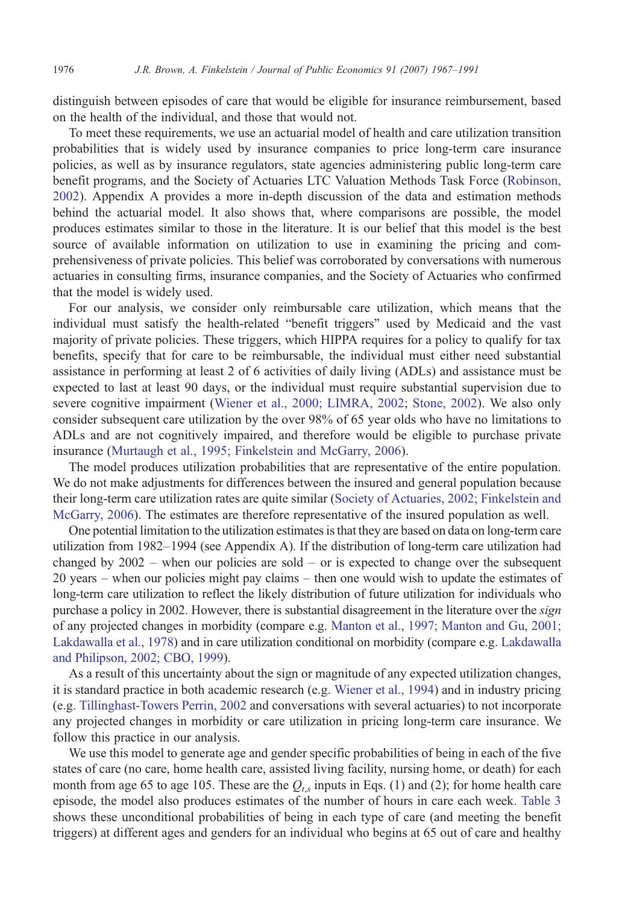distinguish between episodes of care that would be eligible for insurance reimbursement, based on the health of the individual, and those that would not.

To meet these requirements, we use an actuarial model of health and care utilization transition probabilities that is widely used by insurance companies to price long-term care insurance policies, as well as by insurance regulators, state agencies administering public long-term care benefit programs, and the Society of Actuaries LTC Valuation Methods Task Force (Robinson, 2002). Appendix A provides a more in-depth discussion of the data and estimation methods behind the actuarial model. It also shows that, where comparisons are possible, the model produces estimates similar to those in the literature. It is our belief that this model is the best source of available information on utilization to use in examining the pricing and comprehensiveness of private policies. This belief was corroborated by conversations with numerous actuaries in consulting firms, insurance companies, and the Society of Actuaries who confirmed that the model is widely used.

For our analysis, we consider only reimbursable care utilization, which means that the individual must satisfy the health-related "benefit triggers" used by Medicaid and the vast majority of private policies. These triggers, which HIPPA requires for a policy to qualify for tax benefits, specify that for care to be reimbursable, the individual must either need substantial assistance in performing at least 2 of 6 activities of daily living (ADLs) and assistance must be expected to last at least 90 days, or the individual must require substantial supervision due to severe cognitive impairment (Wiener et al., 2000; LIMRA, 2002; Stone, 2002). We also only consider subsequent care utilization by the over 98% of 65 year olds who have no limitations to ADLs and are not cognitively impaired, and therefore would be eligible to purchase private insurance (Murtaugh et al., 1995; Finkelstein and McGarry, 2006).

The model produces utilization probabilities that are representative of the entire population. We do not make adjustments for differences between the insured and general population because their long-term care utilization rates are quite similar (Society of Actuaries, 2002; Finkelstein and McGarry, 2006). The estimates are therefore representative of the insured population as well.

One potential limitation to the utilization estimates is that they are based on data on long-term care utilization from 1982–1994 (see Appendix A). If the distribution of long-term care utilization had changed by 2002 – when our policies are sold – or is expected to change over the subsequent 20 years – when our policies might pay claims – then one would wish to update the estimates of long-term care utilization to reflect the likely distribution of future utilization for individuals who purchase a policy in 2002. However, there is substantial disagreement in the literature over the *sign* of any projected changes in morbidity (compare e.g. Manton et al., 1997; Manton and Gu, 2001; Lakdawalla et al., 1978) and in care utilization conditional on morbidity (compare e.g. Lakdawalla and Philipson, 2002; CBO, 1999).

As a result of this uncertainty about the sign or magnitude of any expected utilization changes, it is standard practice in both academic research (e.g. Wiener et al., 1994) and in industry pricing (e.g. Tillinghast-Towers Perrin, 2002 and conversations with several actuaries) to not incorporate any projected changes in morbidity or care utilization in pricing long-term care insurance. We follow this practice in our analysis.

We use this model to generate age and gender specific probabilities of being in each of the five states of care (no care, home health care, assisted living facility, nursing home, or death) for each month from age 65 to age 105. These are the $Q_{t,s}$ inputs in Eqs. (1) and (2); for home health care episode, the model also produces estimates of the number of hours in care each week. Table 3 shows these unconditional probabilities of being in each type of care (and meeting the benefit triggers) at different ages and genders for an individual who begins at 65 out of care and healthy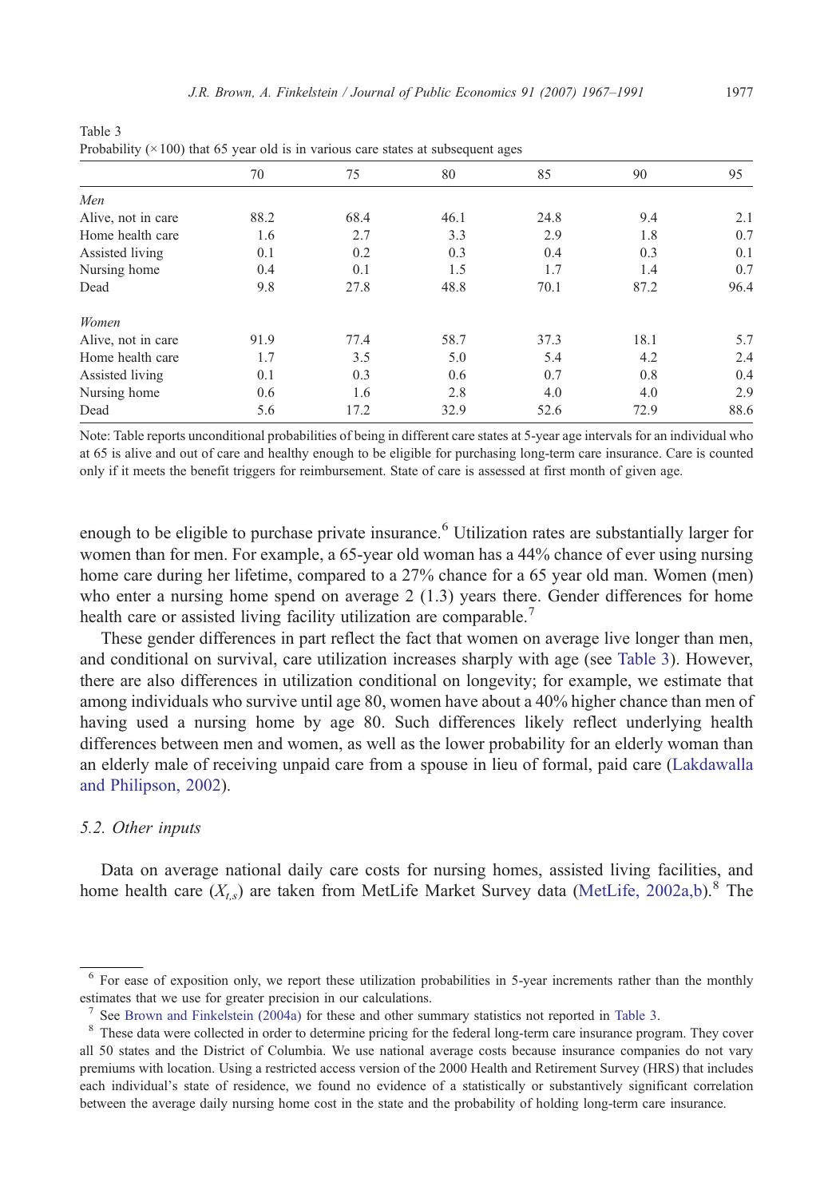Table 3
Probability (×100) that 65 year old is in various care states at subsequent ages

| | 70 | 75 | 80 | 85 | 90 | 95 |
|---|---|---|---|---|---|---|
| *Men* | | | | | | |
| Alive, not in care | 88.2 | 68.4 | 46.1 | 24.8 | 9.4 | 2.1 |
| Home health care | 1.6 | 2.7 | 3.3 | 2.9 | 1.8 | 0.7 |
| Assisted living | 0.1 | 0.2 | 0.3 | 0.4 | 0.3 | 0.1 |
| Nursing home | 0.4 | 0.1 | 1.5 | 1.7 | 1.4 | 0.7 |
| Dead | 9.8 | 27.8 | 48.8 | 70.1 | 87.2 | 96.4 |
| *Women* | | | | | | |
| Alive, not in care | 91.9 | 77.4 | 58.7 | 37.3 | 18.1 | 5.7 |
| Home health care | 1.7 | 3.5 | 5.0 | 5.4 | 4.2 | 2.4 |
| Assisted living | 0.1 | 0.3 | 0.6 | 0.7 | 0.8 | 0.4 |
| Nursing home | 0.6 | 1.6 | 2.8 | 4.0 | 4.0 | 2.9 |
| Dead | 5.6 | 17.2 | 32.9 | 52.6 | 72.9 | 88.6 |

Note: Table reports unconditional probabilities of being in different care states at 5-year age intervals for an individual who at 65 is alive and out of care and healthy enough to be eligible for purchasing long-term care insurance. Care is counted only if it meets the benefit triggers for reimbursement. State of care is assessed at first month of given age.

enough to be eligible to purchase private insurance.[6] Utilization rates are substantially larger for women than for men. For example, a 65-year old woman has a 44% chance of ever using nursing home care during her lifetime, compared to a 27% chance for a 65 year old man. Women (men) who enter a nursing home spend on average 2 (1.3) years there. Gender differences for home health care or assisted living facility utilization are comparable.[7]

These gender differences in part reflect the fact that women on average live longer than men, and conditional on survival, care utilization increases sharply with age (see Table 3). However, there are also differences in utilization conditional on longevity; for example, we estimate that among individuals who survive until age 80, women have about a 40% higher chance than men of having used a nursing home by age 80. Such differences likely reflect underlying health differences between men and women, as well as the lower probability for an elderly woman than an elderly male of receiving unpaid care from a spouse in lieu of formal, paid care (Lakdawalla and Philipson, 2002).

### 5.2. Other inputs

Data on average national daily care costs for nursing homes, assisted living facilities, and home health care ($X_{t,s}$) are taken from MetLife Market Survey data (MetLife, 2002a,b).[8] The

[6] For ease of exposition only, we report these utilization probabilities in 5-year increments rather than the monthly estimates that we use for greater precision in our calculations.

[7] See Brown and Finkelstein (2004a) for these and other summary statistics not reported in Table 3.

[8] These data were collected in order to determine pricing for the federal long-term care insurance program. They cover all 50 states and the District of Columbia. We use national average costs because insurance companies do not vary premiums with location. Using a restricted access version of the 2000 Health and Retirement Survey (HRS) that includes each individual's state of residence, we found no evidence of a statistically or substantively significant correlation between the average daily nursing home cost in the state and the probability of holding long-term care insurance.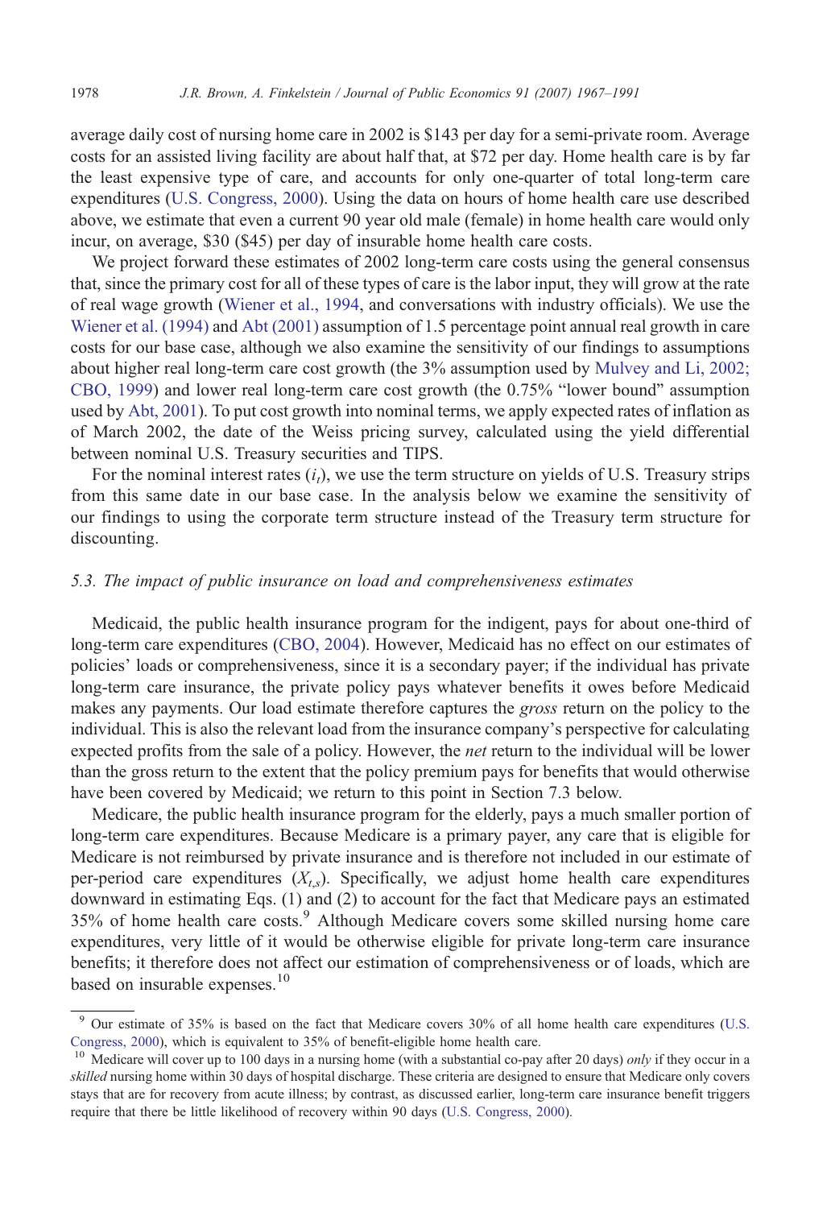average daily cost of nursing home care in 2002 is $143 per day for a semi-private room. Average costs for an assisted living facility are about half that, at $72 per day. Home health care is by far the least expensive type of care, and accounts for only one-quarter of total long-term care expenditures (U.S. Congress, 2000). Using the data on hours of home health care use described above, we estimate that even a current 90 year old male (female) in home health care would only incur, on average, $30 ($45) per day of insurable home health care costs.

We project forward these estimates of 2002 long-term care costs using the general consensus that, since the primary cost for all of these types of care is the labor input, they will grow at the rate of real wage growth (Wiener et al., 1994, and conversations with industry officials). We use the Wiener et al. (1994) and Abt (2001) assumption of 1.5 percentage point annual real growth in care costs for our base case, although we also examine the sensitivity of our findings to assumptions about higher real long-term care cost growth (the 3% assumption used by Mulvey and Li, 2002; CBO, 1999) and lower real long-term care cost growth (the 0.75% "lower bound" assumption used by Abt, 2001). To put cost growth into nominal terms, we apply expected rates of inflation as of March 2002, the date of the Weiss pricing survey, calculated using the yield differential between nominal U.S. Treasury securities and TIPS.

For the nominal interest rates ($i_t$), we use the term structure on yields of U.S. Treasury strips from this same date in our base case. In the analysis below we examine the sensitivity of our findings to using the corporate term structure instead of the Treasury term structure for discounting.

### 5.3. The impact of public insurance on load and comprehensiveness estimates

Medicaid, the public health insurance program for the indigent, pays for about one-third of long-term care expenditures (CBO, 2004). However, Medicaid has no effect on our estimates of policies' loads or comprehensiveness, since it is a secondary payer; if the individual has private long-term care insurance, the private policy pays whatever benefits it owes before Medicaid makes any payments. Our load estimate therefore captures the *gross* return on the policy to the individual. This is also the relevant load from the insurance company's perspective for calculating expected profits from the sale of a policy. However, the *net* return to the individual will be lower than the gross return to the extent that the policy premium pays for benefits that would otherwise have been covered by Medicaid; we return to this point in Section 7.3 below.

Medicare, the public health insurance program for the elderly, pays a much smaller portion of long-term care expenditures. Because Medicare is a primary payer, any care that is eligible for Medicare is not reimbursed by private insurance and is therefore not included in our estimate of per-period care expenditures ($X_{t,s}$). Specifically, we adjust home health care expenditures downward in estimating Eqs. (1) and (2) to account for the fact that Medicare pays an estimated 35% of home health care costs.[9] Although Medicare covers some skilled nursing home care expenditures, very little of it would be otherwise eligible for private long-term care insurance benefits; it therefore does not affect our estimation of comprehensiveness or of loads, which are based on insurable expenses.[10]

---

[9] Our estimate of 35% is based on the fact that Medicare covers 30% of all home health care expenditures (U.S. Congress, 2000), which is equivalent to 35% of benefit-eligible home health care.

[10] Medicare will cover up to 100 days in a nursing home (with a substantial co-pay after 20 days) *only* if they occur in a *skilled* nursing home within 30 days of hospital discharge. These criteria are designed to ensure that Medicare only covers stays that are for recovery from acute illness; by contrast, as discussed earlier, long-term care insurance benefit triggers require that there be little likelihood of recovery within 90 days (U.S. Congress, 2000).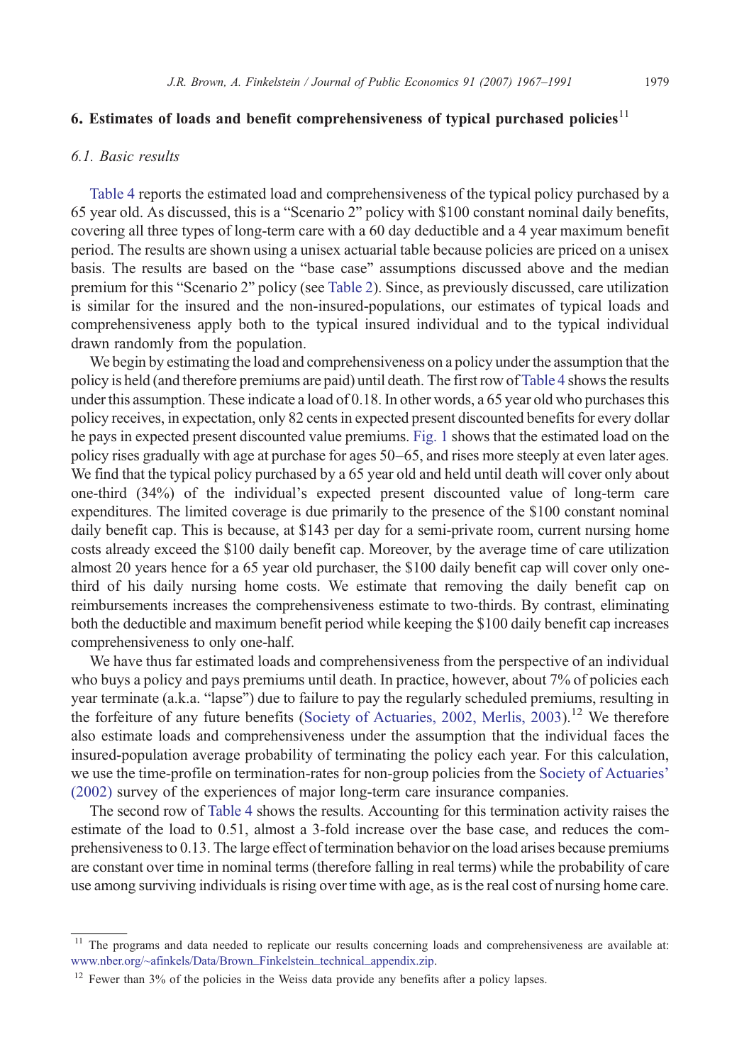## 6. Estimates of loads and benefit comprehensiveness of typical purchased policies[11]

### 6.1. Basic results

Table 4 reports the estimated load and comprehensiveness of the typical policy purchased by a 65 year old. As discussed, this is a "Scenario 2" policy with $100 constant nominal daily benefits, covering all three types of long-term care with a 60 day deductible and a 4 year maximum benefit period. The results are shown using a unisex actuarial table because policies are priced on a unisex basis. The results are based on the "base case" assumptions discussed above and the median premium for this "Scenario 2" policy (see Table 2). Since, as previously discussed, care utilization is similar for the insured and the non-insured-populations, our estimates of typical loads and comprehensiveness apply both to the typical insured individual and to the typical individual drawn randomly from the population.

We begin by estimating the load and comprehensiveness on a policy under the assumption that the policy is held (and therefore premiums are paid) until death. The first row of Table 4 shows the results under this assumption. These indicate a load of 0.18. In other words, a 65 year old who purchases this policy receives, in expectation, only 82 cents in expected present discounted benefits for every dollar he pays in expected present discounted value premiums. Fig. 1 shows that the estimated load on the policy rises gradually with age at purchase for ages 50–65, and rises more steeply at even later ages. We find that the typical policy purchased by a 65 year old and held until death will cover only about one-third (34%) of the individual's expected present discounted value of long-term care expenditures. The limited coverage is due primarily to the presence of the $100 constant nominal daily benefit cap. This is because, at $143 per day for a semi-private room, current nursing home costs already exceed the $100 daily benefit cap. Moreover, by the average time of care utilization almost 20 years hence for a 65 year old purchaser, the $100 daily benefit cap will cover only one-third of his daily nursing home costs. We estimate that removing the daily benefit cap on reimbursements increases the comprehensiveness estimate to two-thirds. By contrast, eliminating both the deductible and maximum benefit period while keeping the $100 daily benefit cap increases comprehensiveness to only one-half.

We have thus far estimated loads and comprehensiveness from the perspective of an individual who buys a policy and pays premiums until death. In practice, however, about 7% of policies each year terminate (a.k.a. "lapse") due to failure to pay the regularly scheduled premiums, resulting in the forfeiture of any future benefits (Society of Actuaries, 2002, Merlis, 2003).[12] We therefore also estimate loads and comprehensiveness under the assumption that the individual faces the insured-population average probability of terminating the policy each year. For this calculation, we use the time-profile on termination-rates for non-group policies from the Society of Actuaries' (2002) survey of the experiences of major long-term care insurance companies.

The second row of Table 4 shows the results. Accounting for this termination activity raises the estimate of the load to 0.51, almost a 3-fold increase over the base case, and reduces the comprehensiveness to 0.13. The large effect of termination behavior on the load arises because premiums are constant over time in nominal terms (therefore falling in real terms) while the probability of care use among surviving individuals is rising over time with age, as is the real cost of nursing home care.

---

[11] The programs and data needed to replicate our results concerning loads and comprehensiveness are available at: www.nber.org/~afinkels/Data/Brown_Finkelstein_technical_appendix.zip.

[12] Fewer than 3% of the policies in the Weiss data provide any benefits after a policy lapses.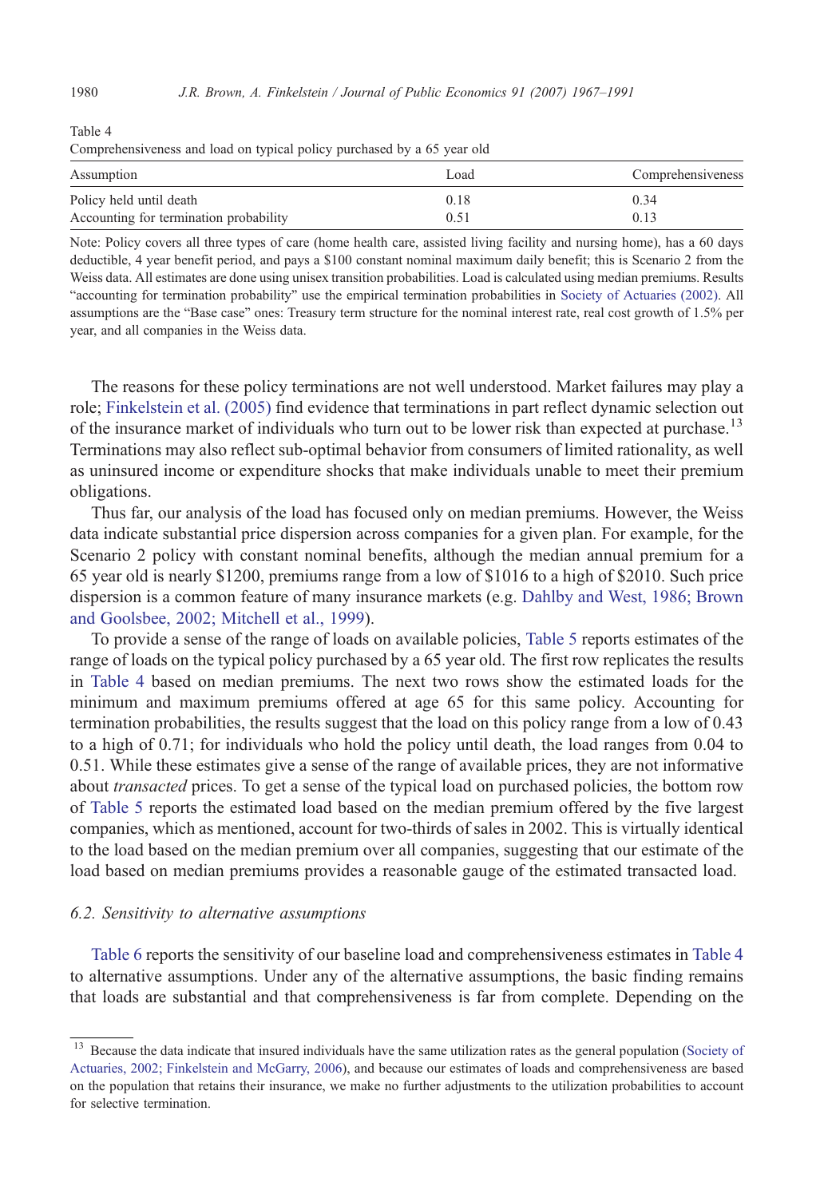Table 4
Comprehensiveness and load on typical policy purchased by a 65 year old

| Assumption | Load | Comprehensiveness |
|---|---|---|
| Policy held until death | 0.18 | 0.34 |
| Accounting for termination probability | 0.51 | 0.13 |

Note: Policy covers all three types of care (home health care, assisted living facility and nursing home), has a 60 days deductible, 4 year benefit period, and pays a $100 constant nominal maximum daily benefit; this is Scenario 2 from the Weiss data. All estimates are done using unisex transition probabilities. Load is calculated using median premiums. Results "accounting for termination probability" use the empirical termination probabilities in Society of Actuaries (2002). All assumptions are the "Base case" ones: Treasury term structure for the nominal interest rate, real cost growth of 1.5% per year, and all companies in the Weiss data.

The reasons for these policy terminations are not well understood. Market failures may play a role; Finkelstein et al. (2005) find evidence that terminations in part reflect dynamic selection out of the insurance market of individuals who turn out to be lower risk than expected at purchase.[13] Terminations may also reflect sub-optimal behavior from consumers of limited rationality, as well as uninsured income or expenditure shocks that make individuals unable to meet their premium obligations.

Thus far, our analysis of the load has focused only on median premiums. However, the Weiss data indicate substantial price dispersion across companies for a given plan. For example, for the Scenario 2 policy with constant nominal benefits, although the median annual premium for a 65 year old is nearly $1200, premiums range from a low of $1016 to a high of $2010. Such price dispersion is a common feature of many insurance markets (e.g. Dahlby and West, 1986; Brown and Goolsbee, 2002; Mitchell et al., 1999).

To provide a sense of the range of loads on available policies, Table 5 reports estimates of the range of loads on the typical policy purchased by a 65 year old. The first row replicates the results in Table 4 based on median premiums. The next two rows show the estimated loads for the minimum and maximum premiums offered at age 65 for this same policy. Accounting for termination probabilities, the results suggest that the load on this policy range from a low of 0.43 to a high of 0.71; for individuals who hold the policy until death, the load ranges from 0.04 to 0.51. While these estimates give a sense of the range of available prices, they are not informative about *transacted* prices. To get a sense of the typical load on purchased policies, the bottom row of Table 5 reports the estimated load based on the median premium offered by the five largest companies, which as mentioned, account for two-thirds of sales in 2002. This is virtually identical to the load based on the median premium over all companies, suggesting that our estimate of the load based on median premiums provides a reasonable gauge of the estimated transacted load.

### 6.2. Sensitivity to alternative assumptions

Table 6 reports the sensitivity of our baseline load and comprehensiveness estimates in Table 4 to alternative assumptions. Under any of the alternative assumptions, the basic finding remains that loads are substantial and that comprehensiveness is far from complete. Depending on the

[13] Because the data indicate that insured individuals have the same utilization rates as the general population (Society of Actuaries, 2002; Finkelstein and McGarry, 2006), and because our estimates of loads and comprehensiveness are based on the population that retains their insurance, we make no further adjustments to the utilization probabilities to account for selective termination.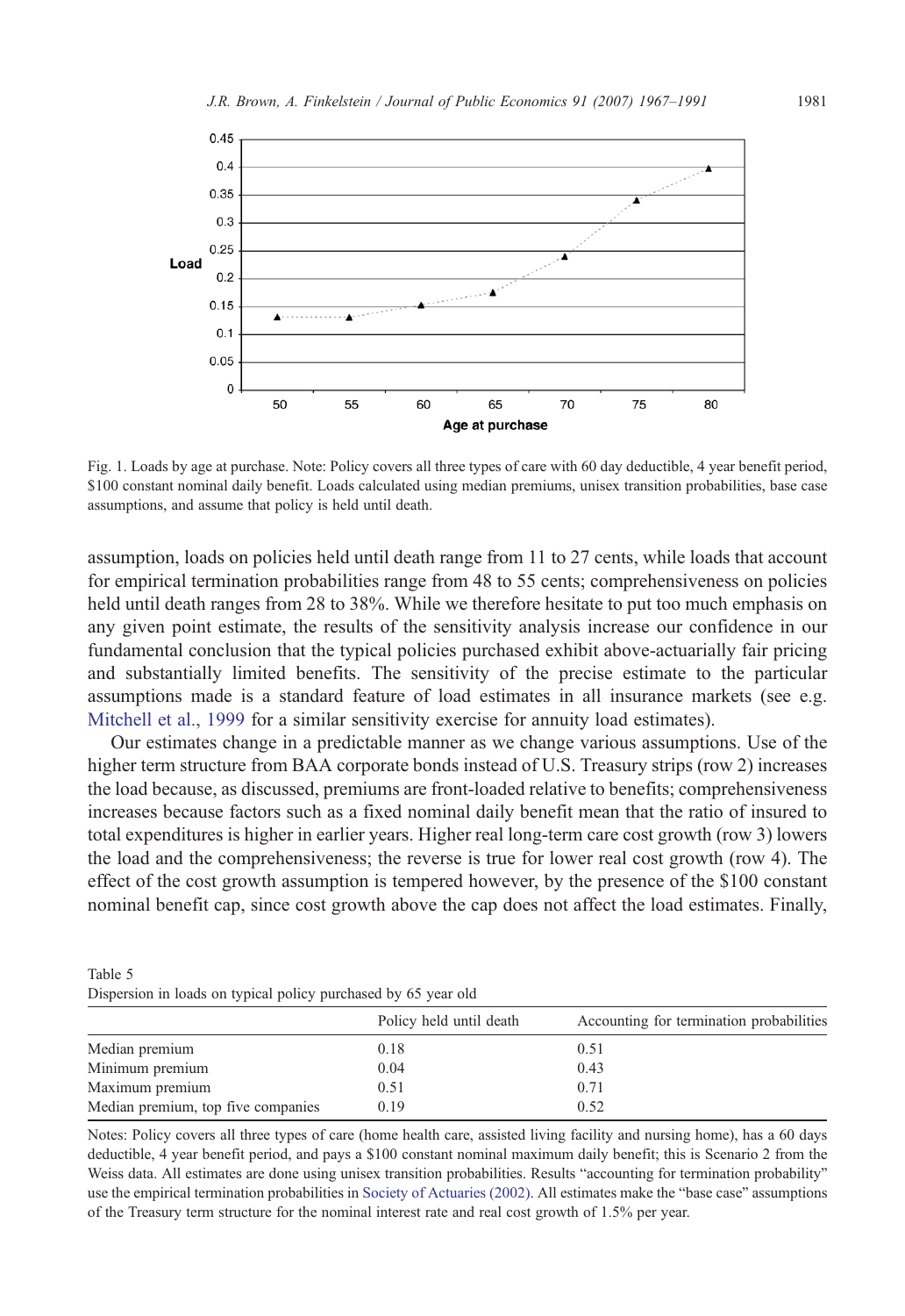Fig. 1. Loads by age at purchase. Note: Policy covers all three types of care with 60 day deductible, 4 year benefit period, $100 constant nominal daily benefit. Loads calculated using median premiums, unisex transition probabilities, base case assumptions, and assume that policy is held until death.

assumption, loads on policies held until death range from 11 to 27 cents, while loads that account for empirical termination probabilities range from 48 to 55 cents; comprehensiveness on policies held until death ranges from 28 to 38%. While we therefore hesitate to put too much emphasis on any given point estimate, the results of the sensitivity analysis increase our confidence in our fundamental conclusion that the typical policies purchased exhibit above-actuarially fair pricing and substantially limited benefits. The sensitivity of the precise estimate to the particular assumptions made is a standard feature of load estimates in all insurance markets (see e.g. Mitchell et al., 1999 for a similar sensitivity exercise for annuity load estimates).

Our estimates change in a predictable manner as we change various assumptions. Use of the higher term structure from BAA corporate bonds instead of U.S. Treasury strips (row 2) increases the load because, as discussed, premiums are front-loaded relative to benefits; comprehensiveness increases because factors such as a fixed nominal daily benefit mean that the ratio of insured to total expenditures is higher in earlier years. Higher real long-term care cost growth (row 3) lowers the load and the comprehensiveness; the reverse is true for lower real cost growth (row 4). The effect of the cost growth assumption is tempered however, by the presence of the $100 constant nominal benefit cap, since cost growth above the cap does not affect the load estimates. Finally,

Table 5
Dispersion in loads on typical policy purchased by 65 year old

| | Policy held until death | Accounting for termination probabilities |
|---|---|---|
| Median premium | 0.18 | 0.51 |
| Minimum premium | 0.04 | 0.43 |
| Maximum premium | 0.51 | 0.71 |
| Median premium, top five companies | 0.19 | 0.52 |

Notes: Policy covers all three types of care (home health care, assisted living facility and nursing home), has a 60 days deductible, 4 year benefit period, and pays a $100 constant nominal maximum daily benefit; this is Scenario 2 from the Weiss data. All estimates are done using unisex transition probabilities. Results "accounting for termination probability" use the empirical termination probabilities in Society of Actuaries (2002). All estimates make the "base case" assumptions of the Treasury term structure for the nominal interest rate and real cost growth of 1.5% per year.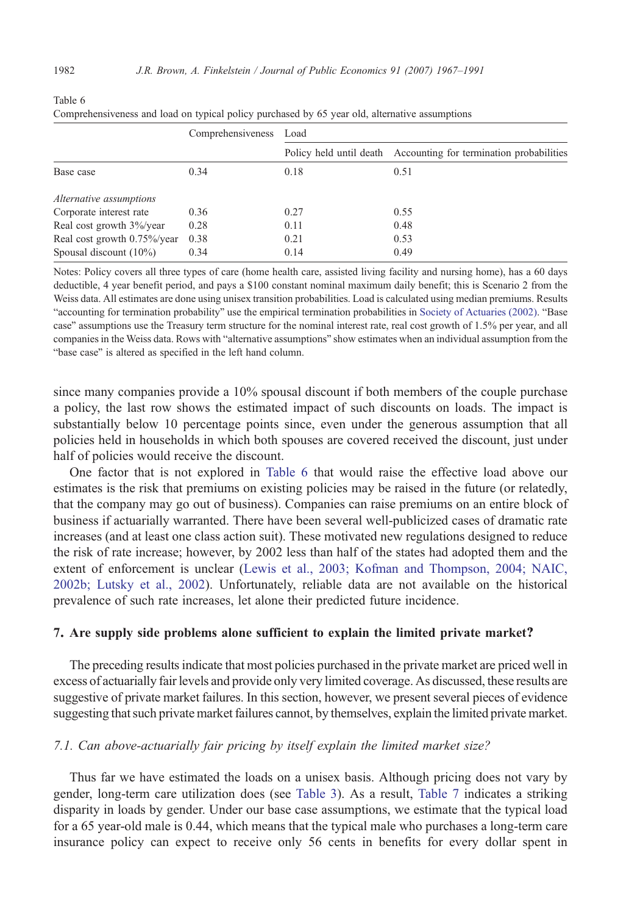Table 6

Comprehensiveness and load on typical policy purchased by 65 year old, alternative assumptions

| | Comprehensiveness | Load | |
|---|---|---|---|
| | | Policy held until death | Accounting for termination probabilities |
| Base case | 0.34 | 0.18 | 0.51 |
| *Alternative assumptions* | | | |
| Corporate interest rate | 0.36 | 0.27 | 0.55 |
| Real cost growth 3%/year | 0.28 | 0.11 | 0.48 |
| Real cost growth 0.75%/year | 0.38 | 0.21 | 0.53 |
| Spousal discount (10%) | 0.34 | 0.14 | 0.49 |

Notes: Policy covers all three types of care (home health care, assisted living facility and nursing home), has a 60 days deductible, 4 year benefit period, and pays a $100 constant nominal maximum daily benefit; this is Scenario 2 from the Weiss data. All estimates are done using unisex transition probabilities. Load is calculated using median premiums. Results "accounting for termination probability" use the empirical termination probabilities in Society of Actuaries (2002). "Base case" assumptions use the Treasury term structure for the nominal interest rate, real cost growth of 1.5% per year, and all companies in the Weiss data. Rows with "alternative assumptions" show estimates when an individual assumption from the "base case" is altered as specified in the left hand column.

since many companies provide a 10% spousal discount if both members of the couple purchase a policy, the last row shows the estimated impact of such discounts on loads. The impact is substantially below 10 percentage points since, even under the generous assumption that all policies held in households in which both spouses are covered received the discount, just under half of policies would receive the discount.

One factor that is not explored in Table 6 that would raise the effective load above our estimates is the risk that premiums on existing policies may be raised in the future (or relatedly, that the company may go out of business). Companies can raise premiums on an entire block of business if actuarially warranted. There have been several well-publicized cases of dramatic rate increases (and at least one class action suit). These motivated new regulations designed to reduce the risk of rate increase; however, by 2002 less than half of the states had adopted them and the extent of enforcement is unclear (Lewis et al., 2003; Kofman and Thompson, 2004; NAIC, 2002b; Lutsky et al., 2002). Unfortunately, reliable data are not available on the historical prevalence of such rate increases, let alone their predicted future incidence.

## 7. Are supply side problems alone sufficient to explain the limited private market?

The preceding results indicate that most policies purchased in the private market are priced well in excess of actuarially fair levels and provide only very limited coverage. As discussed, these results are suggestive of private market failures. In this section, however, we present several pieces of evidence suggesting that such private market failures cannot, by themselves, explain the limited private market.

### *7.1. Can above-actuarially fair pricing by itself explain the limited market size?*

Thus far we have estimated the loads on a unisex basis. Although pricing does not vary by gender, long-term care utilization does (see Table 3). As a result, Table 7 indicates a striking disparity in loads by gender. Under our base case assumptions, we estimate that the typical load for a 65 year-old male is 0.44, which means that the typical male who purchases a long-term care insurance policy can expect to receive only 56 cents in benefits for every dollar spent in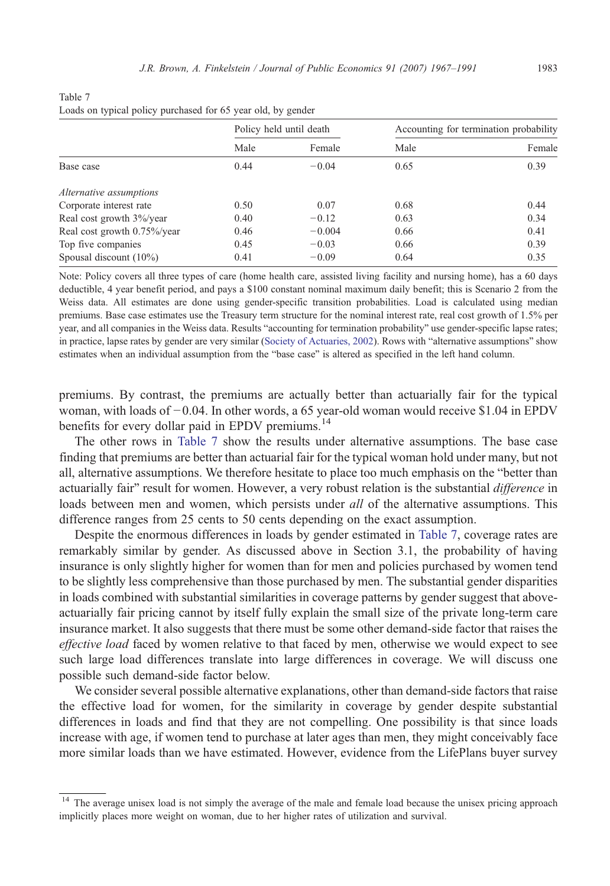Table 7
Loads on typical policy purchased for 65 year old, by gender

| | Policy held until death | | Accounting for termination probability | |
|---|---|---|---|---|
| | Male | Female | Male | Female |
| Base case | 0.44 | −0.04 | 0.65 | 0.39 |
| *Alternative assumptions* | | | | |
| Corporate interest rate | 0.50 | 0.07 | 0.68 | 0.44 |
| Real cost growth 3%/year | 0.40 | −0.12 | 0.63 | 0.34 |
| Real cost growth 0.75%/year | 0.46 | −0.004 | 0.66 | 0.41 |
| Top five companies | 0.45 | −0.03 | 0.66 | 0.39 |
| Spousal discount (10%) | 0.41 | −0.09 | 0.64 | 0.35 |

Note: Policy covers all three types of care (home health care, assisted living facility and nursing home), has a 60 days deductible, 4 year benefit period, and pays a $100 constant nominal maximum daily benefit; this is Scenario 2 from the Weiss data. All estimates are done using gender-specific transition probabilities. Load is calculated using median premiums. Base case estimates use the Treasury term structure for the nominal interest rate, real cost growth of 1.5% per year, and all companies in the Weiss data. Results "accounting for termination probability" use gender-specific lapse rates; in practice, lapse rates by gender are very similar (Society of Actuaries, 2002). Rows with "alternative assumptions" show estimates when an individual assumption from the "base case" is altered as specified in the left hand column.

premiums. By contrast, the premiums are actually better than actuarially fair for the typical woman, with loads of −0.04. In other words, a 65 year-old woman would receive $1.04 in EPDV benefits for every dollar paid in EPDV premiums.[14]

The other rows in Table 7 show the results under alternative assumptions. The base case finding that premiums are better than actuarial fair for the typical woman hold under many, but not all, alternative assumptions. We therefore hesitate to place too much emphasis on the "better than actuarially fair" result for women. However, a very robust relation is the substantial *difference* in loads between men and women, which persists under *all* of the alternative assumptions. This difference ranges from 25 cents to 50 cents depending on the exact assumption.

Despite the enormous differences in loads by gender estimated in Table 7, coverage rates are remarkably similar by gender. As discussed above in Section 3.1, the probability of having insurance is only slightly higher for women than for men and policies purchased by women tend to be slightly less comprehensive than those purchased by men. The substantial gender disparities in loads combined with substantial similarities in coverage patterns by gender suggest that above-actuarially fair pricing cannot by itself fully explain the small size of the private long-term care insurance market. It also suggests that there must be some other demand-side factor that raises the *effective load* faced by women relative to that faced by men, otherwise we would expect to see such large load differences translate into large differences in coverage. We will discuss one possible such demand-side factor below.

We consider several possible alternative explanations, other than demand-side factors that raise the effective load for women, for the similarity in coverage by gender despite substantial differences in loads and find that they are not compelling. One possibility is that since loads increase with age, if women tend to purchase at later ages than men, they might conceivably face more similar loads than we have estimated. However, evidence from the LifePlans buyer survey

[14] The average unisex load is not simply the average of the male and female load because the unisex pricing approach implicitly places more weight on woman, due to her higher rates of utilization and survival.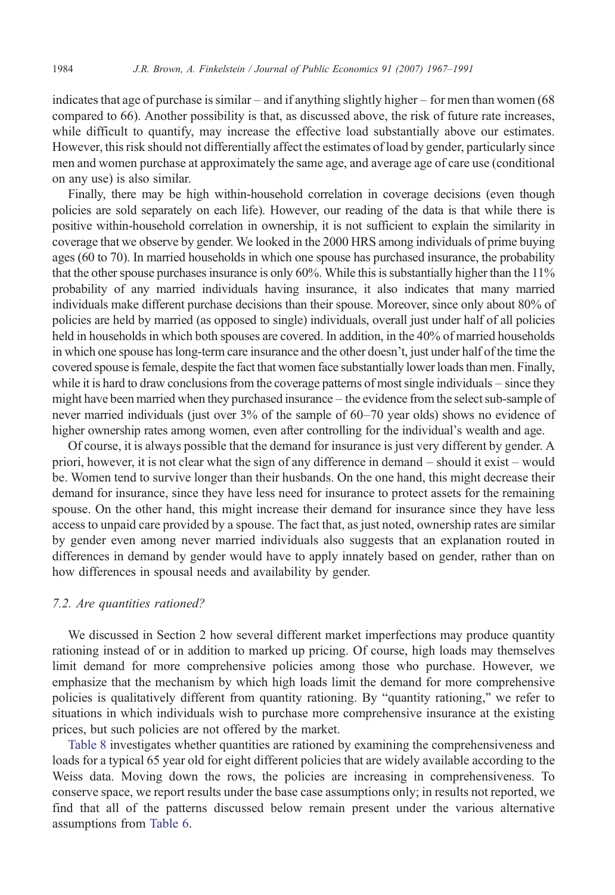indicates that age of purchase is similar – and if anything slightly higher – for men than women (68 compared to 66). Another possibility is that, as discussed above, the risk of future rate increases, while difficult to quantify, may increase the effective load substantially above our estimates. However, this risk should not differentially affect the estimates of load by gender, particularly since men and women purchase at approximately the same age, and average age of care use (conditional on any use) is also similar.

Finally, there may be high within-household correlation in coverage decisions (even though policies are sold separately on each life). However, our reading of the data is that while there is positive within-household correlation in ownership, it is not sufficient to explain the similarity in coverage that we observe by gender. We looked in the 2000 HRS among individuals of prime buying ages (60 to 70). In married households in which one spouse has purchased insurance, the probability that the other spouse purchases insurance is only 60%. While this is substantially higher than the 11% probability of any married individuals having insurance, it also indicates that many married individuals make different purchase decisions than their spouse. Moreover, since only about 80% of policies are held by married (as opposed to single) individuals, overall just under half of all policies held in households in which both spouses are covered. In addition, in the 40% of married households in which one spouse has long-term care insurance and the other doesn't, just under half of the time the covered spouse is female, despite the fact that women face substantially lower loads than men. Finally, while it is hard to draw conclusions from the coverage patterns of most single individuals – since they might have been married when they purchased insurance – the evidence from the select sub-sample of never married individuals (just over 3% of the sample of 60–70 year olds) shows no evidence of higher ownership rates among women, even after controlling for the individual's wealth and age.

Of course, it is always possible that the demand for insurance is just very different by gender. A priori, however, it is not clear what the sign of any difference in demand – should it exist – would be. Women tend to survive longer than their husbands. On the one hand, this might decrease their demand for insurance, since they have less need for insurance to protect assets for the remaining spouse. On the other hand, this might increase their demand for insurance since they have less access to unpaid care provided by a spouse. The fact that, as just noted, ownership rates are similar by gender even among never married individuals also suggests that an explanation routed in differences in demand by gender would have to apply innately based on gender, rather than on how differences in spousal needs and availability by gender.

### 7.2. Are quantities rationed?

We discussed in Section 2 how several different market imperfections may produce quantity rationing instead of or in addition to marked up pricing. Of course, high loads may themselves limit demand for more comprehensive policies among those who purchase. However, we emphasize that the mechanism by which high loads limit the demand for more comprehensive policies is qualitatively different from quantity rationing. By "quantity rationing," we refer to situations in which individuals wish to purchase more comprehensive insurance at the existing prices, but such policies are not offered by the market.

Table 8 investigates whether quantities are rationed by examining the comprehensiveness and loads for a typical 65 year old for eight different policies that are widely available according to the Weiss data. Moving down the rows, the policies are increasing in comprehensiveness. To conserve space, we report results under the base case assumptions only; in results not reported, we find that all of the patterns discussed below remain present under the various alternative assumptions from Table 6.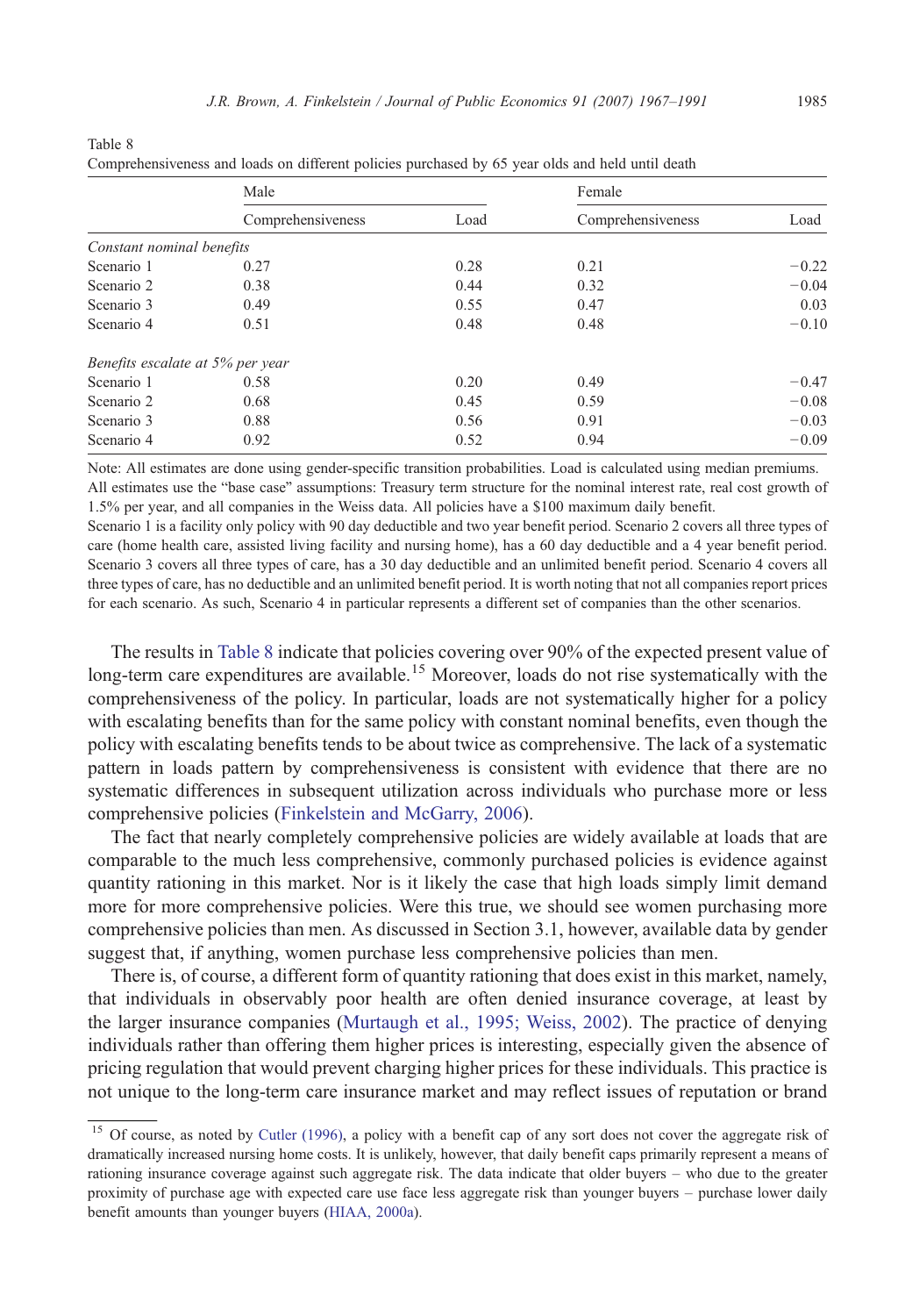Table 8

Comprehensiveness and loads on different policies purchased by 65 year olds and held until death

| | Male | | Female | |
|---|---|---|---|---|
| | Comprehensiveness | Load | Comprehensiveness | Load |
| *Constant nominal benefits* | | | | |
| Scenario 1 | 0.27 | 0.28 | 0.21 | −0.22 |
| Scenario 2 | 0.38 | 0.44 | 0.32 | −0.04 |
| Scenario 3 | 0.49 | 0.55 | 0.47 | 0.03 |
| Scenario 4 | 0.51 | 0.48 | 0.48 | −0.10 |
| *Benefits escalate at 5% per year* | | | | |
| Scenario 1 | 0.58 | 0.20 | 0.49 | −0.47 |
| Scenario 2 | 0.68 | 0.45 | 0.59 | −0.08 |
| Scenario 3 | 0.88 | 0.56 | 0.91 | −0.03 |
| Scenario 4 | 0.92 | 0.52 | 0.94 | −0.09 |

Note: All estimates are done using gender-specific transition probabilities. Load is calculated using median premiums. All estimates use the "base case" assumptions: Treasury term structure for the nominal interest rate, real cost growth of 1.5% per year, and all companies in the Weiss data. All policies have a $100 maximum daily benefit.

Scenario 1 is a facility only policy with 90 day deductible and two year benefit period. Scenario 2 covers all three types of care (home health care, assisted living facility and nursing home), has a 60 day deductible and a 4 year benefit period. Scenario 3 covers all three types of care, has a 30 day deductible and an unlimited benefit period. Scenario 4 covers all three types of care, has no deductible and an unlimited benefit period. It is worth noting that not all companies report prices for each scenario. As such, Scenario 4 in particular represents a different set of companies than the other scenarios.

The results in Table 8 indicate that policies covering over 90% of the expected present value of long-term care expenditures are available.[15] Moreover, loads do not rise systematically with the comprehensiveness of the policy. In particular, loads are not systematically higher for a policy with escalating benefits than for the same policy with constant nominal benefits, even though the policy with escalating benefits tends to be about twice as comprehensive. The lack of a systematic pattern in loads pattern by comprehensiveness is consistent with evidence that there are no systematic differences in subsequent utilization across individuals who purchase more or less comprehensive policies (Finkelstein and McGarry, 2006).

The fact that nearly completely comprehensive policies are widely available at loads that are comparable to the much less comprehensive, commonly purchased policies is evidence against quantity rationing in this market. Nor is it likely the case that high loads simply limit demand more for more comprehensive policies. Were this true, we should see women purchasing more comprehensive policies than men. As discussed in Section 3.1, however, available data by gender suggest that, if anything, women purchase less comprehensive policies than men.

There is, of course, a different form of quantity rationing that does exist in this market, namely, that individuals in observably poor health are often denied insurance coverage, at least by the larger insurance companies (Murtaugh et al., 1995; Weiss, 2002). The practice of denying individuals rather than offering them higher prices is interesting, especially given the absence of pricing regulation that would prevent charging higher prices for these individuals. This practice is not unique to the long-term care insurance market and may reflect issues of reputation or brand

[15] Of course, as noted by Cutler (1996), a policy with a benefit cap of any sort does not cover the aggregate risk of dramatically increased nursing home costs. It is unlikely, however, that daily benefit caps primarily represent a means of rationing insurance coverage against such aggregate risk. The data indicate that older buyers – who due to the greater proximity of purchase age with expected care use face less aggregate risk than younger buyers – purchase lower daily benefit amounts than younger buyers (HIAA, 2000a).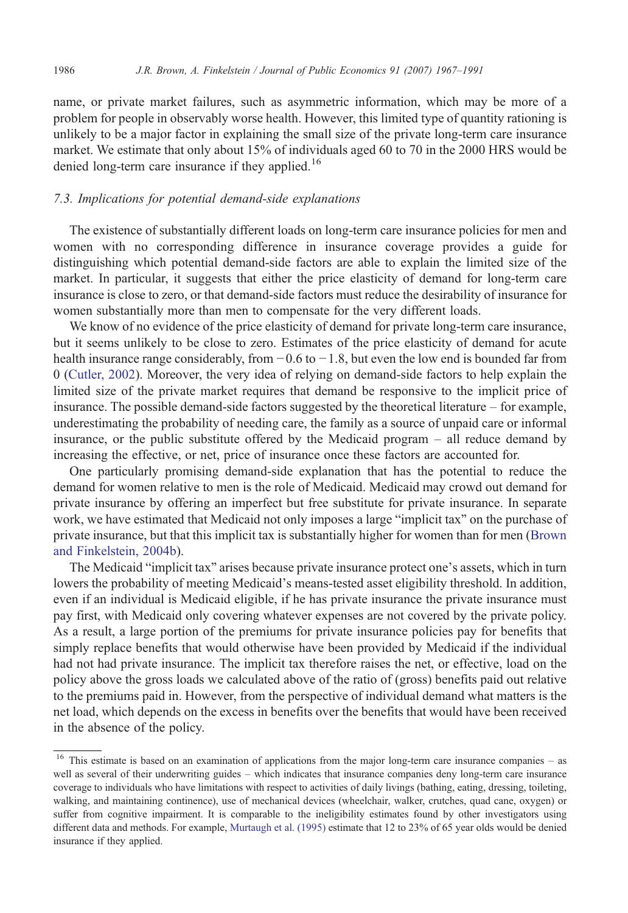name, or private market failures, such as asymmetric information, which may be more of a problem for people in observably worse health. However, this limited type of quantity rationing is unlikely to be a major factor in explaining the small size of the private long-term care insurance market. We estimate that only about 15% of individuals aged 60 to 70 in the 2000 HRS would be denied long-term care insurance if they applied.[16]

### 7.3. Implications for potential demand-side explanations

The existence of substantially different loads on long-term care insurance policies for men and women with no corresponding difference in insurance coverage provides a guide for distinguishing which potential demand-side factors are able to explain the limited size of the market. In particular, it suggests that either the price elasticity of demand for long-term care insurance is close to zero, or that demand-side factors must reduce the desirability of insurance for women substantially more than men to compensate for the very different loads.

We know of no evidence of the price elasticity of demand for private long-term care insurance, but it seems unlikely to be close to zero. Estimates of the price elasticity of demand for acute health insurance range considerably, from −0.6 to −1.8, but even the low end is bounded far from 0 (Cutler, 2002). Moreover, the very idea of relying on demand-side factors to help explain the limited size of the private market requires that demand be responsive to the implicit price of insurance. The possible demand-side factors suggested by the theoretical literature – for example, underestimating the probability of needing care, the family as a source of unpaid care or informal insurance, or the public substitute offered by the Medicaid program – all reduce demand by increasing the effective, or net, price of insurance once these factors are accounted for.

One particularly promising demand-side explanation that has the potential to reduce the demand for women relative to men is the role of Medicaid. Medicaid may crowd out demand for private insurance by offering an imperfect but free substitute for private insurance. In separate work, we have estimated that Medicaid not only imposes a large "implicit tax" on the purchase of private insurance, but that this implicit tax is substantially higher for women than for men (Brown and Finkelstein, 2004b).

The Medicaid "implicit tax" arises because private insurance protect one's assets, which in turn lowers the probability of meeting Medicaid's means-tested asset eligibility threshold. In addition, even if an individual is Medicaid eligible, if he has private insurance the private insurance must pay first, with Medicaid only covering whatever expenses are not covered by the private policy. As a result, a large portion of the premiums for private insurance policies pay for benefits that simply replace benefits that would otherwise have been provided by Medicaid if the individual had not had private insurance. The implicit tax therefore raises the net, or effective, load on the policy above the gross loads we calculated above of the ratio of (gross) benefits paid out relative to the premiums paid in. However, from the perspective of individual demand what matters is the net load, which depends on the excess in benefits over the benefits that would have been received in the absence of the policy.

---

[16] This estimate is based on an examination of applications from the major long-term care insurance companies – as well as several of their underwriting guides – which indicates that insurance companies deny long-term care insurance coverage to individuals who have limitations with respect to activities of daily livings (bathing, eating, dressing, toileting, walking, and maintaining continence), use of mechanical devices (wheelchair, walker, crutches, quad cane, oxygen) or suffer from cognitive impairment. It is comparable to the ineligibility estimates found by other investigators using different data and methods. For example, Murtaugh et al. (1995) estimate that 12 to 23% of 65 year olds would be denied insurance if they applied.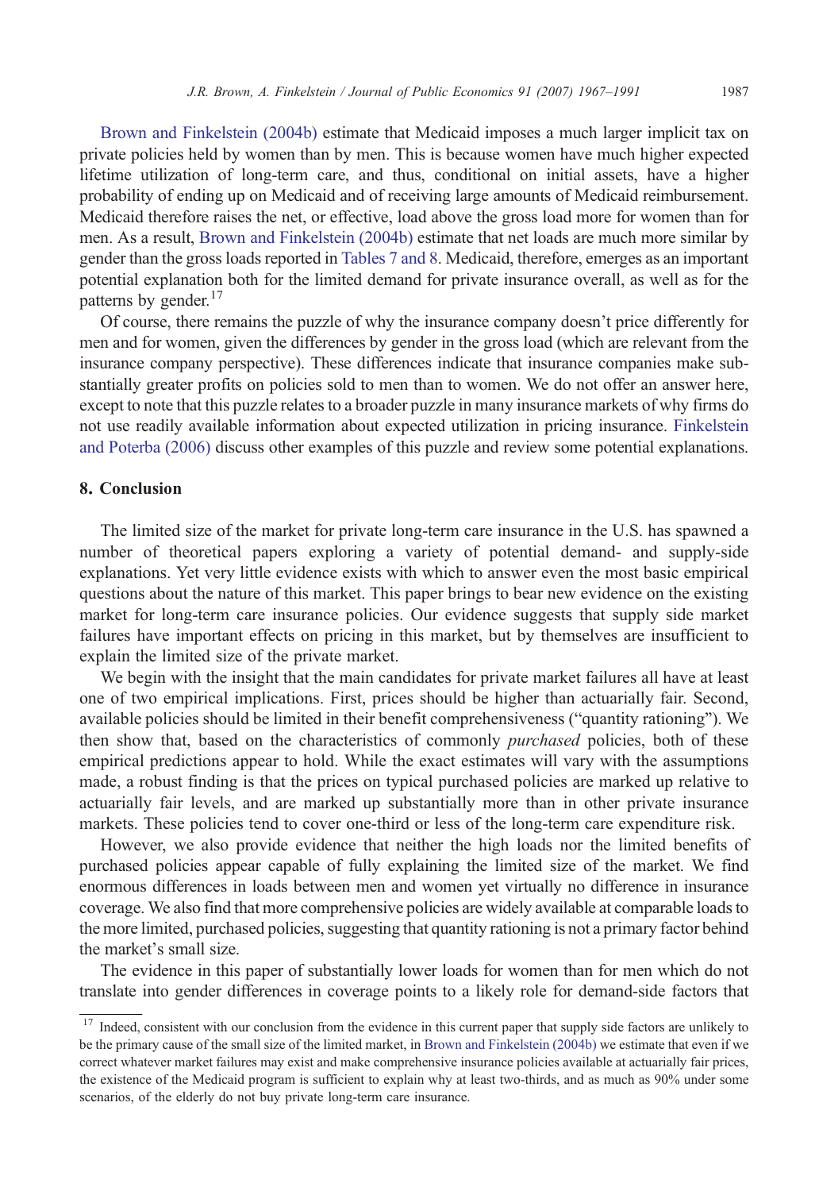Brown and Finkelstein (2004b) estimate that Medicaid imposes a much larger implicit tax on private policies held by women than by men. This is because women have much higher expected lifetime utilization of long-term care, and thus, conditional on initial assets, have a higher probability of ending up on Medicaid and of receiving large amounts of Medicaid reimbursement. Medicaid therefore raises the net, or effective, load above the gross load more for women than for men. As a result, Brown and Finkelstein (2004b) estimate that net loads are much more similar by gender than the gross loads reported in Tables 7 and 8. Medicaid, therefore, emerges as an important potential explanation both for the limited demand for private insurance overall, as well as for the patterns by gender.[17]

Of course, there remains the puzzle of why the insurance company doesn't price differently for men and for women, given the differences by gender in the gross load (which are relevant from the insurance company perspective). These differences indicate that insurance companies make substantially greater profits on policies sold to men than to women. We do not offer an answer here, except to note that this puzzle relates to a broader puzzle in many insurance markets of why firms do not use readily available information about expected utilization in pricing insurance. Finkelstein and Poterba (2006) discuss other examples of this puzzle and review some potential explanations.

## 8. Conclusion

The limited size of the market for private long-term care insurance in the U.S. has spawned a number of theoretical papers exploring a variety of potential demand- and supply-side explanations. Yet very little evidence exists with which to answer even the most basic empirical questions about the nature of this market. This paper brings to bear new evidence on the existing market for long-term care insurance policies. Our evidence suggests that supply side market failures have important effects on pricing in this market, but by themselves are insufficient to explain the limited size of the private market.

We begin with the insight that the main candidates for private market failures all have at least one of two empirical implications. First, prices should be higher than actuarially fair. Second, available policies should be limited in their benefit comprehensiveness ("quantity rationing"). We then show that, based on the characteristics of commonly *purchased* policies, both of these empirical predictions appear to hold. While the exact estimates will vary with the assumptions made, a robust finding is that the prices on typical purchased policies are marked up relative to actuarially fair levels, and are marked up substantially more than in other private insurance markets. These policies tend to cover one-third or less of the long-term care expenditure risk.

However, we also provide evidence that neither the high loads nor the limited benefits of purchased policies appear capable of fully explaining the limited size of the market. We find enormous differences in loads between men and women yet virtually no difference in insurance coverage. We also find that more comprehensive policies are widely available at comparable loads to the more limited, purchased policies, suggesting that quantity rationing is not a primary factor behind the market's small size.

The evidence in this paper of substantially lower loads for women than for men which do not translate into gender differences in coverage points to a likely role for demand-side factors that

[17] Indeed, consistent with our conclusion from the evidence in this current paper that supply side factors are unlikely to be the primary cause of the small size of the limited market, in Brown and Finkelstein (2004b) we estimate that even if we correct whatever market failures may exist and make comprehensive insurance policies available at actuarially fair prices, the existence of the Medicaid program is sufficient to explain why at least two-thirds, and as much as 90% under some scenarios, of the elderly do not buy private long-term care insurance.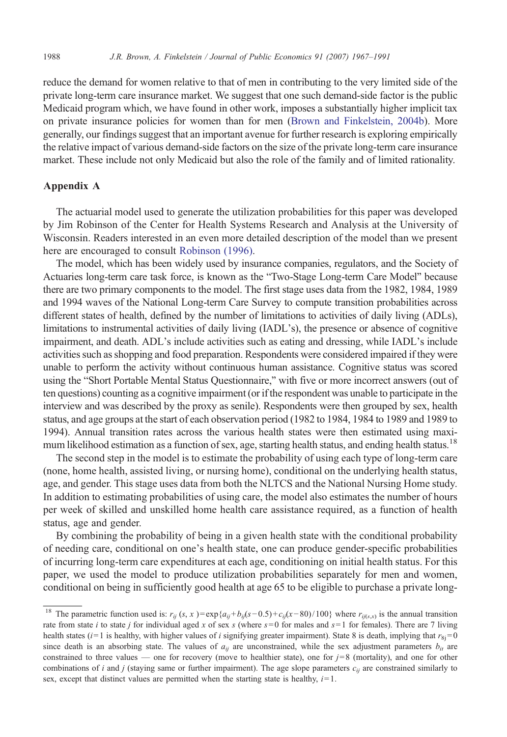reduce the demand for women relative to that of men in contributing to the very limited side of the private long-term care insurance market. We suggest that one such demand-side factor is the public Medicaid program which, we have found in other work, imposes a substantially higher implicit tax on private insurance policies for women than for men (Brown and Finkelstein, 2004b). More generally, our findings suggest that an important avenue for further research is exploring empirically the relative impact of various demand-side factors on the size of the private long-term care insurance market. These include not only Medicaid but also the role of the family and of limited rationality.

## Appendix A

The actuarial model used to generate the utilization probabilities for this paper was developed by Jim Robinson of the Center for Health Systems Research and Analysis at the University of Wisconsin. Readers interested in an even more detailed description of the model than we present here are encouraged to consult Robinson (1996).

The model, which has been widely used by insurance companies, regulators, and the Society of Actuaries long-term care task force, is known as the "Two-Stage Long-term Care Model" because there are two primary components to the model. The first stage uses data from the 1982, 1984, 1989 and 1994 waves of the National Long-term Care Survey to compute transition probabilities across different states of health, defined by the number of limitations to activities of daily living (ADLs), limitations to instrumental activities of daily living (IADL's), the presence or absence of cognitive impairment, and death. ADL's include activities such as eating and dressing, while IADL's include activities such as shopping and food preparation. Respondents were considered impaired if they were unable to perform the activity without continuous human assistance. Cognitive status was scored using the "Short Portable Mental Status Questionnaire," with five or more incorrect answers (out of ten questions) counting as a cognitive impairment (or if the respondent was unable to participate in the interview and was described by the proxy as senile). Respondents were then grouped by sex, health status, and age groups at the start of each observation period (1982 to 1984, 1984 to 1989 and 1989 to 1994). Annual transition rates across the various health states were then estimated using maximum likelihood estimation as a function of sex, age, starting health status, and ending health status.[18]

The second step in the model is to estimate the probability of using each type of long-term care (none, home health, assisted living, or nursing home), conditional on the underlying health status, age, and gender. This stage uses data from both the NLTCS and the National Nursing Home study. In addition to estimating probabilities of using care, the model also estimates the number of hours per week of skilled and unskilled home health care assistance required, as a function of health status, age and gender.

By combining the probability of being in a given health state with the conditional probability of needing care, conditional on one's health state, one can produce gender-specific probabilities of incurring long-term care expenditures at each age, conditioning on initial health status. For this paper, we used the model to produce utilization probabilities separately for men and women, conditional on being in sufficiently good health at age 65 to be eligible to purchase a private long-

---

[18] The parametric function used is: $r_{ij}(s, x) = \exp\{a_{ij} + b_{ij}(s-0.5) + c_{ij}(x-80)/100\}$ where $r_{ij(s,x)}$ is the annual transition rate from state $i$ to state $j$ for individual aged $x$ of sex $s$ (where $s=0$ for males and $s=1$ for females). There are 7 living health states ($i=1$ is healthy, with higher values of $i$ signifying greater impairment). State 8 is death, implying that $r_{8j}=0$ since death is an absorbing state. The values of $a_{ij}$ are unconstrained, while the sex adjustment parameters $b_{it}$ are constrained to three values — one for recovery (move to healthier state), one for $j=8$ (mortality), and one for other combinations of $i$ and $j$ (staying same or further impairment). The age slope parameters $c_{ij}$ are constrained similarly to sex, except that distinct values are permitted when the starting state is healthy, $i=1$.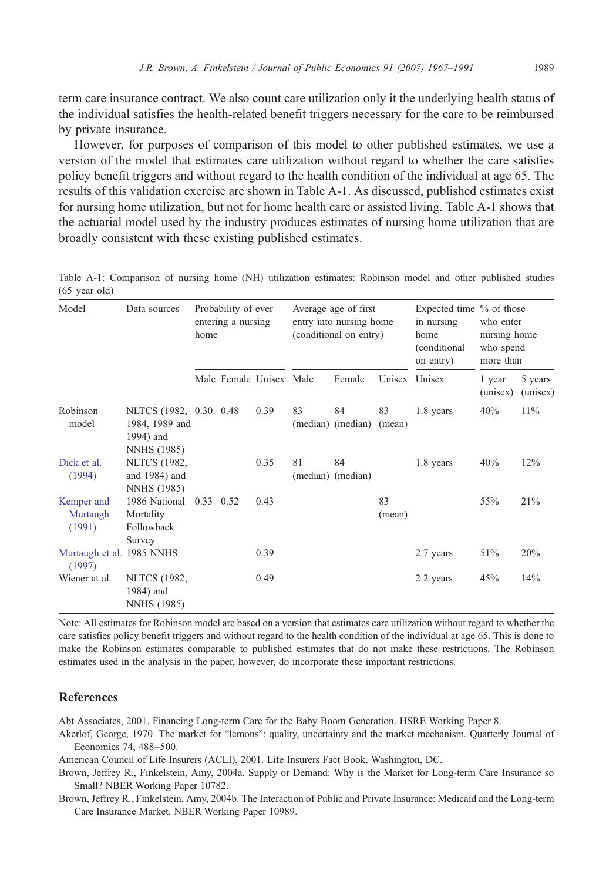term care insurance contract. We also count care utilization only it the underlying health status of the individual satisfies the health-related benefit triggers necessary for the care to be reimbursed by private insurance.

However, for purposes of comparison of this model to other published estimates, we use a version of the model that estimates care utilization without regard to whether the care satisfies policy benefit triggers and without regard to the health condition of the individual at age 65. The results of this validation exercise are shown in Table A-1. As discussed, published estimates exist for nursing home utilization, but not for home health care or assisted living. Table A-1 shows that the actuarial model used by the industry produces estimates of nursing home utilization that are broadly consistent with these existing published estimates.

Table A-1: Comparison of nursing home (NH) utilization estimates: Robinson model and other published studies (65 year old)

| Model | Data sources | Probability of ever entering a nursing home | | | Average age of first entry into nursing home (conditional on entry) | | | Expected time in nursing home (conditional on entry) | % of those who enter nursing home who spend more than | |
|---|---|---|---|---|---|---|---|---|---|---|
| | | Male | Female | Unisex | Male | Female | Unisex | Unisex | 1 year (unisex) | 5 years (unisex) |
| Robinson model | NLTCS (1982, 1984, 1989 and 1994) and NNHS (1985) | 0.30 | 0.48 | 0.39 | 83 (median) | 84 (median) | 83 (mean) | 1.8 years | 40% | 11% |
| Dick et al. (1994) | NLTCS (1982, and 1984) and NNHS (1985) | | | 0.35 | 81 (median) | 84 (median) | | 1.8 years | 40% | 12% |
| Kemper and Murtaugh (1991) | 1986 National Mortality Followback Survey | 0.33 | 0.52 | 0.43 | | | 83 (mean) | | 55% | 21% |
| Murtaugh et al. (1997) | 1985 NNHS | | | 0.39 | | | | 2.7 years | 51% | 20% |
| Wiener at al. | NLTCS (1982, 1984) and NNHS (1985) | | | 0.49 | | | | 2.2 years | 45% | 14% |

Note: All estimates for Robinson model are based on a version that estimates care utilization without regard to whether the care satisfies policy benefit triggers and without regard to the health condition of the individual at age 65. This is done to make the Robinson estimates comparable to published estimates that do not make these restrictions. The Robinson estimates used in the analysis in the paper, however, do incorporate these important restrictions.

## References

Abt Associates, 2001. Financing Long-term Care for the Baby Boom Generation. HSRE Working Paper 8.

Akerlof, George, 1970. The market for "lemons": quality, uncertainty and the market mechanism. Quarterly Journal of Economics 74, 488–500.

American Council of Life Insurers (ACLI), 2001. Life Insurers Fact Book. Washington, DC.

Brown, Jeffrey R., Finkelstein, Amy, 2004a. Supply or Demand: Why is the Market for Long-term Care Insurance so Small? NBER Working Paper 10782.

Brown, Jeffrey R., Finkelstein, Amy, 2004b. The Interaction of Public and Private Insurance: Medicaid and the Long-term Care Insurance Market. NBER Working Paper 10989.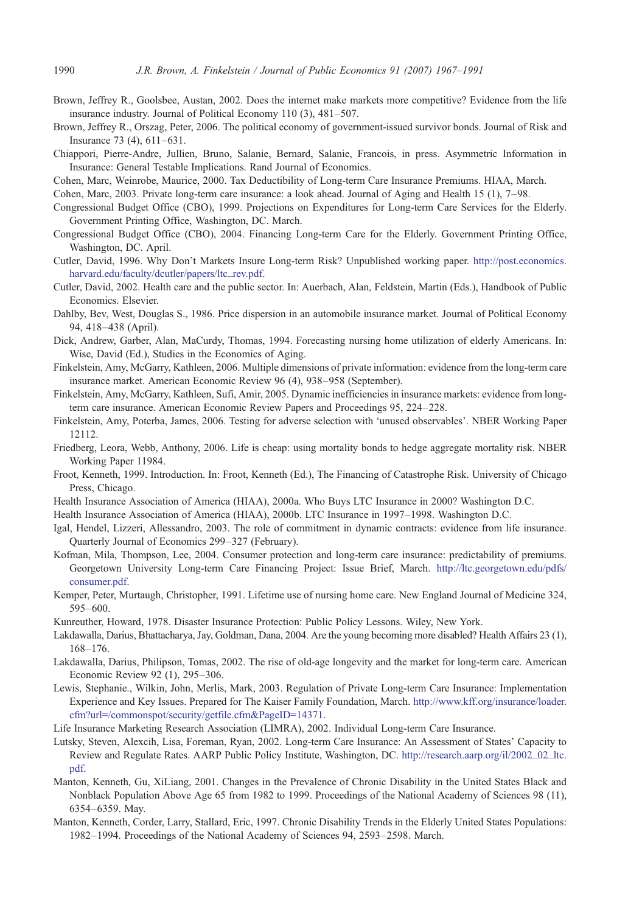Brown, Jeffrey R., Goolsbee, Austan, 2002. Does the internet make markets more competitive? Evidence from the life insurance industry. Journal of Political Economy 110 (3), 481–507.

Brown, Jeffrey R., Orszag, Peter, 2006. The political economy of government-issued survivor bonds. Journal of Risk and Insurance 73 (4), 611–631.

Chiappori, Pierre-Andre, Jullien, Bruno, Salanie, Bernard, Salanie, Francois, in press. Asymmetric Information in Insurance: General Testable Implications. Rand Journal of Economics.

Cohen, Marc, Weinrobe, Maurice, 2000. Tax Deductibility of Long-term Care Insurance Premiums. HIAA, March.

Cohen, Marc, 2003. Private long-term care insurance: a look ahead. Journal of Aging and Health 15 (1), 7–98.

Congressional Budget Office (CBO), 1999. Projections on Expenditures for Long-term Care Services for the Elderly. Government Printing Office, Washington, DC. March.

Congressional Budget Office (CBO), 2004. Financing Long-term Care for the Elderly. Government Printing Office, Washington, DC. April.

Cutler, David, 1996. Why Don't Markets Insure Long-term Risk? Unpublished working paper. http://post.economics.harvard.edu/faculty/dcutler/papers/ltc_rev.pdf.

Cutler, David, 2002. Health care and the public sector. In: Auerbach, Alan, Feldstein, Martin (Eds.), Handbook of Public Economics. Elsevier.

Dahlby, Bev, West, Douglas S., 1986. Price dispersion in an automobile insurance market. Journal of Political Economy 94, 418–438 (April).

Dick, Andrew, Garber, Alan, MaCurdy, Thomas, 1994. Forecasting nursing home utilization of elderly Americans. In: Wise, David (Ed.), Studies in the Economics of Aging.

Finkelstein, Amy, McGarry, Kathleen, 2006. Multiple dimensions of private information: evidence from the long-term care insurance market. American Economic Review 96 (4), 938–958 (September).

Finkelstein, Amy, McGarry, Kathleen, Sufi, Amir, 2005. Dynamic inefficiencies in insurance markets: evidence from long-term care insurance. American Economic Review Papers and Proceedings 95, 224–228.

Finkelstein, Amy, Poterba, James, 2006. Testing for adverse selection with 'unused observables'. NBER Working Paper 12112.

Friedberg, Leora, Webb, Anthony, 2006. Life is cheap: using mortality bonds to hedge aggregate mortality risk. NBER Working Paper 11984.

Froot, Kenneth, 1999. Introduction. In: Froot, Kenneth (Ed.), The Financing of Catastrophe Risk. University of Chicago Press, Chicago.

Health Insurance Association of America (HIAA), 2000a. Who Buys LTC Insurance in 2000? Washington D.C.

Health Insurance Association of America (HIAA), 2000b. LTC Insurance in 1997–1998. Washington D.C.

Igal, Hendel, Lizzeri, Allessandro, 2003. The role of commitment in dynamic contracts: evidence from life insurance. Quarterly Journal of Economics 299–327 (February).

Kofman, Mila, Thompson, Lee, 2004. Consumer protection and long-term care insurance: predictability of premiums. Georgetown University Long-term Care Financing Project: Issue Brief, March. http://ltc.georgetown.edu/pdfs/consumer.pdf.

Kemper, Peter, Murtaugh, Christopher, 1991. Lifetime use of nursing home care. New England Journal of Medicine 324, 595–600.

Kunreuther, Howard, 1978. Disaster Insurance Protection: Public Policy Lessons. Wiley, New York.

Lakdawalla, Darius, Bhattacharya, Jay, Goldman, Dana, 2004. Are the young becoming more disabled? Health Affairs 23 (1), 168–176.

Lakdawalla, Darius, Philipson, Tomas, 2002. The rise of old-age longevity and the market for long-term care. American Economic Review 92 (1), 295–306.

Lewis, Stephanie., Wilkin, John, Merlis, Mark, 2003. Regulation of Private Long-term Care Insurance: Implementation Experience and Key Issues. Prepared for The Kaiser Family Foundation, March. http://www.kff.org/insurance/loader.cfm?url=/commonspot/security/getfile.cfm&PageID=14371.

Life Insurance Marketing Research Association (LIMRA), 2002. Individual Long-term Care Insurance.

Lutsky, Steven, Alexcih, Lisa, Foreman, Ryan, 2002. Long-term Care Insurance: An Assessment of States' Capacity to Review and Regulate Rates. AARP Public Policy Institute, Washington, DC. http://research.aarp.org/il/2002_02_ltc.pdf.

Manton, Kenneth, Gu, XiLiang, 2001. Changes in the Prevalence of Chronic Disability in the United States Black and Nonblack Population Above Age 65 from 1982 to 1999. Proceedings of the National Academy of Sciences 98 (11), 6354–6359. May.

Manton, Kenneth, Corder, Larry, Stallard, Eric, 1997. Chronic Disability Trends in the Elderly United States Populations: 1982–1994. Proceedings of the National Academy of Sciences 94, 2593–2598. March.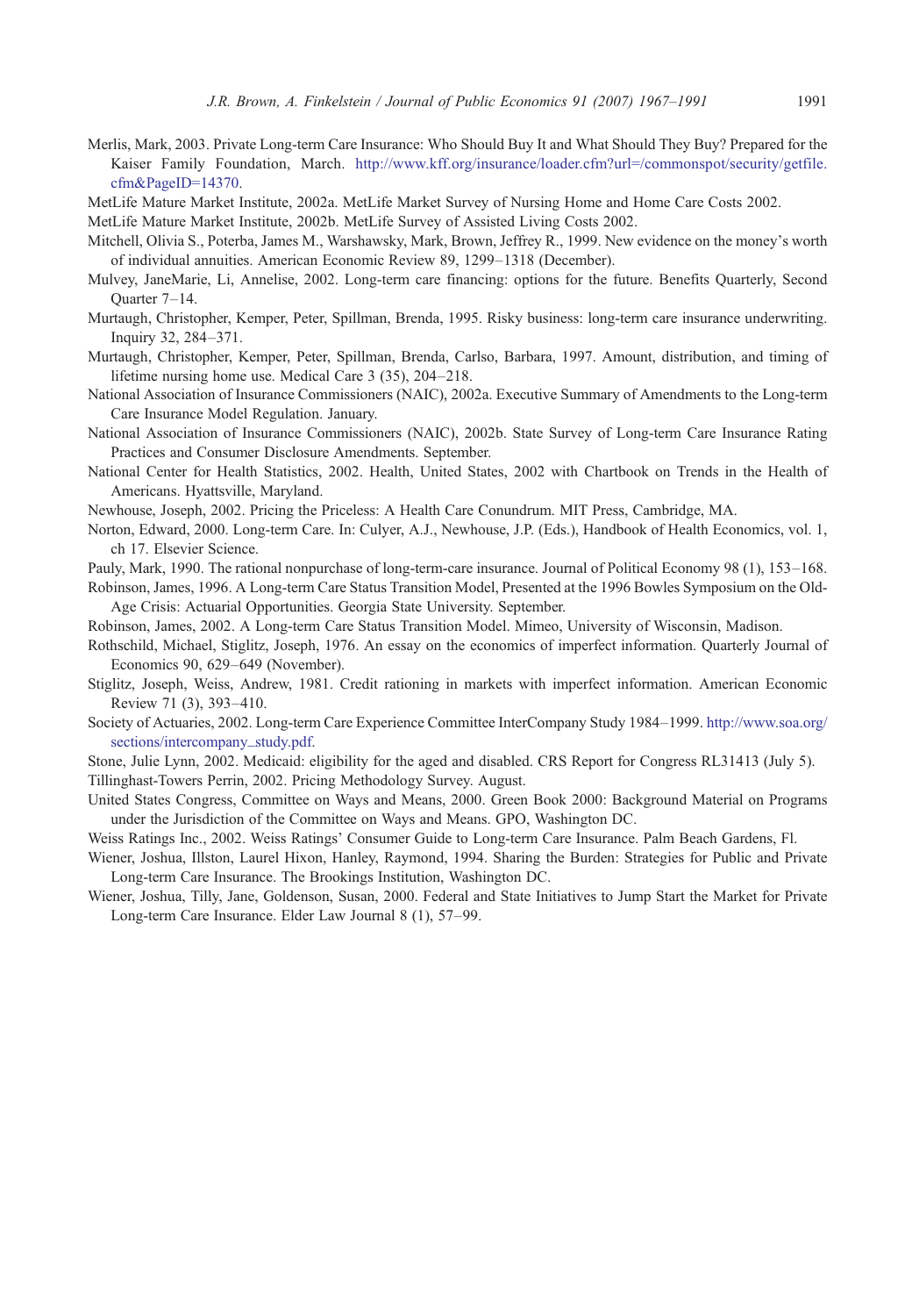Merlis, Mark, 2003. Private Long-term Care Insurance: Who Should Buy It and What Should They Buy? Prepared for the Kaiser Family Foundation, March. http://www.kff.org/insurance/loader.cfm?url=/commonspot/security/getfile.cfm&PageID=14370.

MetLife Mature Market Institute, 2002a. MetLife Market Survey of Nursing Home and Home Care Costs 2002.

MetLife Mature Market Institute, 2002b. MetLife Survey of Assisted Living Costs 2002.

Mitchell, Olivia S., Poterba, James M., Warshawsky, Mark, Brown, Jeffrey R., 1999. New evidence on the money's worth of individual annuities. American Economic Review 89, 1299–1318 (December).

Mulvey, JaneMarie, Li, Annelise, 2002. Long-term care financing: options for the future. Benefits Quarterly, Second Quarter 7–14.

Murtaugh, Christopher, Kemper, Peter, Spillman, Brenda, 1995. Risky business: long-term care insurance underwriting. Inquiry 32, 284–371.

Murtaugh, Christopher, Kemper, Peter, Spillman, Brenda, Carlso, Barbara, 1997. Amount, distribution, and timing of lifetime nursing home use. Medical Care 3 (35), 204–218.

National Association of Insurance Commissioners (NAIC), 2002a. Executive Summary of Amendments to the Long-term Care Insurance Model Regulation. January.

National Association of Insurance Commissioners (NAIC), 2002b. State Survey of Long-term Care Insurance Rating Practices and Consumer Disclosure Amendments. September.

National Center for Health Statistics, 2002. Health, United States, 2002 with Chartbook on Trends in the Health of Americans. Hyattsville, Maryland.

Newhouse, Joseph, 2002. Pricing the Priceless: A Health Care Conundrum. MIT Press, Cambridge, MA.

Norton, Edward, 2000. Long-term Care. In: Culyer, A.J., Newhouse, J.P. (Eds.), Handbook of Health Economics, vol. 1, ch 17. Elsevier Science.

Pauly, Mark, 1990. The rational nonpurchase of long-term-care insurance. Journal of Political Economy 98 (1), 153–168.

Robinson, James, 1996. A Long-term Care Status Transition Model, Presented at the 1996 Bowles Symposium on the Old-Age Crisis: Actuarial Opportunities. Georgia State University. September.

Robinson, James, 2002. A Long-term Care Status Transition Model. Mimeo, University of Wisconsin, Madison.

Rothschild, Michael, Stiglitz, Joseph, 1976. An essay on the economics of imperfect information. Quarterly Journal of Economics 90, 629–649 (November).

Stiglitz, Joseph, Weiss, Andrew, 1981. Credit rationing in markets with imperfect information. American Economic Review 71 (3), 393–410.

Society of Actuaries, 2002. Long-term Care Experience Committee InterCompany Study 1984–1999. http://www.soa.org/sections/intercompany_study.pdf.

Stone, Julie Lynn, 2002. Medicaid: eligibility for the aged and disabled. CRS Report for Congress RL31413 (July 5).

Tillinghast-Towers Perrin, 2002. Pricing Methodology Survey. August.

United States Congress, Committee on Ways and Means, 2000. Green Book 2000: Background Material on Programs under the Jurisdiction of the Committee on Ways and Means. GPO, Washington DC.

Weiss Ratings Inc., 2002. Weiss Ratings' Consumer Guide to Long-term Care Insurance. Palm Beach Gardens, Fl.

Wiener, Joshua, Illston, Laurel Hixon, Hanley, Raymond, 1994. Sharing the Burden: Strategies for Public and Private Long-term Care Insurance. The Brookings Institution, Washington DC.

Wiener, Joshua, Tilly, Jane, Goldenson, Susan, 2000. Federal and State Initiatives to Jump Start the Market for Private Long-term Care Insurance. Elder Law Journal 8 (1), 57–99.